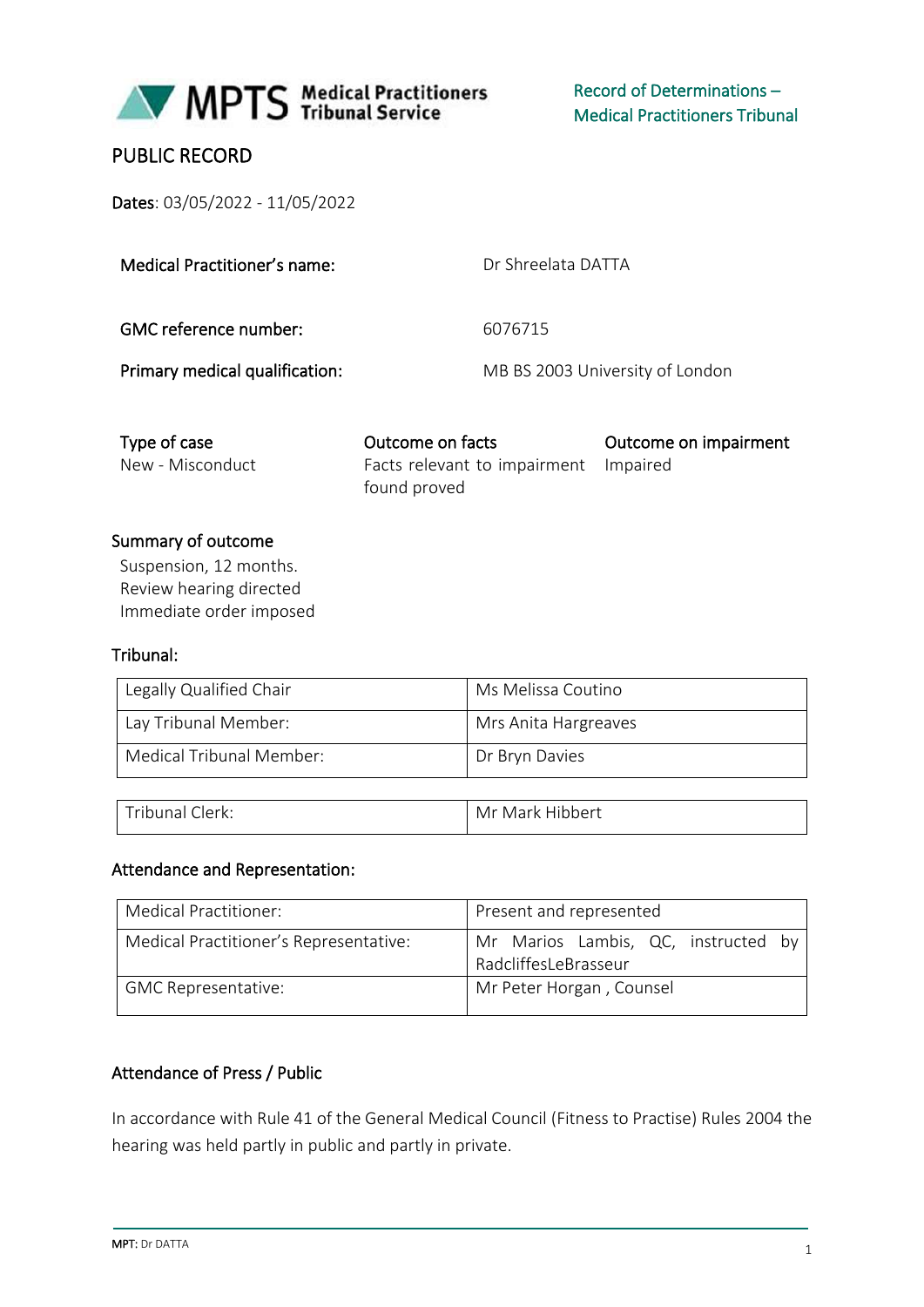Record of Determinations – Medical Practitioners Tribunal

# PUBLIC RECORD

**Dates**: 03/05/2022 - 11/05/2022

| | |
|---|---|
| **Medical Practitioner's name:** | Dr Shreelata DATTA |
| **GMC reference number:** | 6076715 |
| **Primary medical qualification:** | MB BS 2003 University of London |

| Type of case | Outcome on facts | Outcome on impairment |
|---|---|---|
| New - Misconduct | Facts relevant to impairment found proved | Impaired |

## Summary of outcome

Suspension, 12 months.
Review hearing directed
Immediate order imposed

## Tribunal:

| | |
|---|---|
| Legally Qualified Chair | Ms Melissa Coutino |
| Lay Tribunal Member: | Mrs Anita Hargreaves |
| Medical Tribunal Member: | Dr Bryn Davies |

| | |
|---|---|
| Tribunal Clerk: | Mr Mark Hibbert |

## Attendance and Representation:

| | |
|---|---|
| Medical Practitioner: | Present and represented |
| Medical Practitioner's Representative: | Mr Marios Lambis, QC, instructed by RadcliffesLeBrasseur |
| GMC Representative: | Mr Peter Horgan , Counsel |

## Attendance of Press / Public

In accordance with Rule 41 of the General Medical Council (Fitness to Practise) Rules 2004 the hearing was held partly in public and partly in private.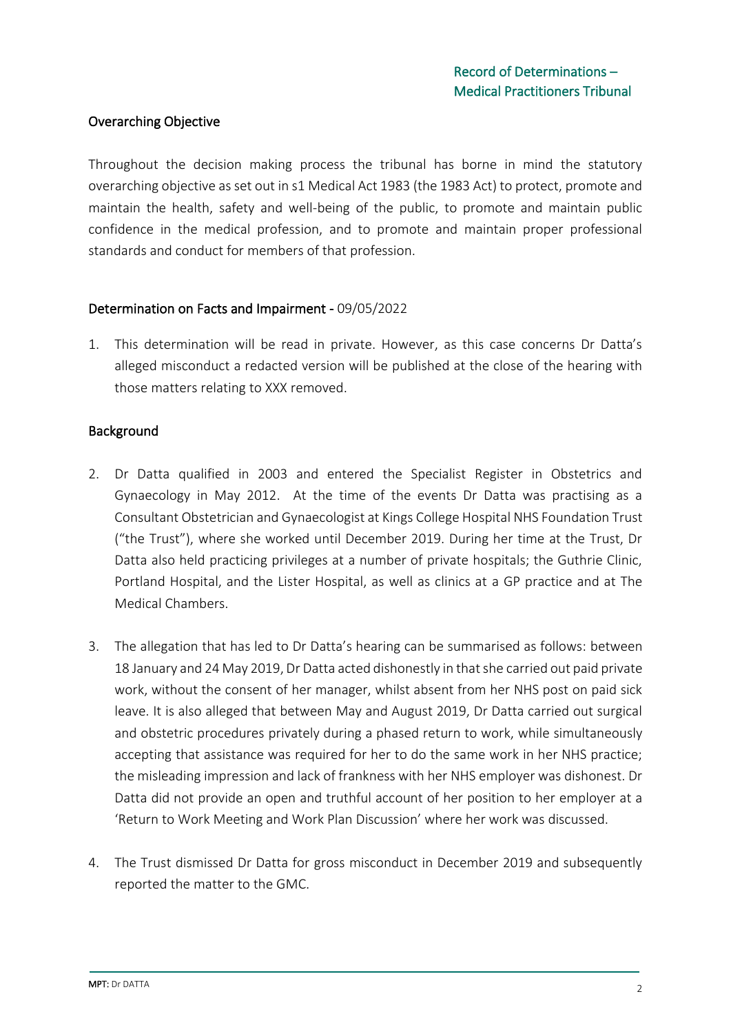## Overarching Objective

Throughout the decision making process the tribunal has borne in mind the statutory overarching objective as set out in s1 Medical Act 1983 (the 1983 Act) to protect, promote and maintain the health, safety and well-being of the public, to promote and maintain public confidence in the medical profession, and to promote and maintain proper professional standards and conduct for members of that profession.

## Determination on Facts and Impairment - 09/05/2022

1. This determination will be read in private. However, as this case concerns Dr Datta's alleged misconduct a redacted version will be published at the close of the hearing with those matters relating to XXX removed.

## Background

2. Dr Datta qualified in 2003 and entered the Specialist Register in Obstetrics and Gynaecology in May 2012. At the time of the events Dr Datta was practising as a Consultant Obstetrician and Gynaecologist at Kings College Hospital NHS Foundation Trust ("the Trust"), where she worked until December 2019. During her time at the Trust, Dr Datta also held practicing privileges at a number of private hospitals; the Guthrie Clinic, Portland Hospital, and the Lister Hospital, as well as clinics at a GP practice and at The Medical Chambers.

3. The allegation that has led to Dr Datta's hearing can be summarised as follows: between 18 January and 24 May 2019, Dr Datta acted dishonestly in that she carried out paid private work, without the consent of her manager, whilst absent from her NHS post on paid sick leave. It is also alleged that between May and August 2019, Dr Datta carried out surgical and obstetric procedures privately during a phased return to work, while simultaneously accepting that assistance was required for her to do the same work in her NHS practice; the misleading impression and lack of frankness with her NHS employer was dishonest. Dr Datta did not provide an open and truthful account of her position to her employer at a 'Return to Work Meeting and Work Plan Discussion' where her work was discussed.

4. The Trust dismissed Dr Datta for gross misconduct in December 2019 and subsequently reported the matter to the GMC.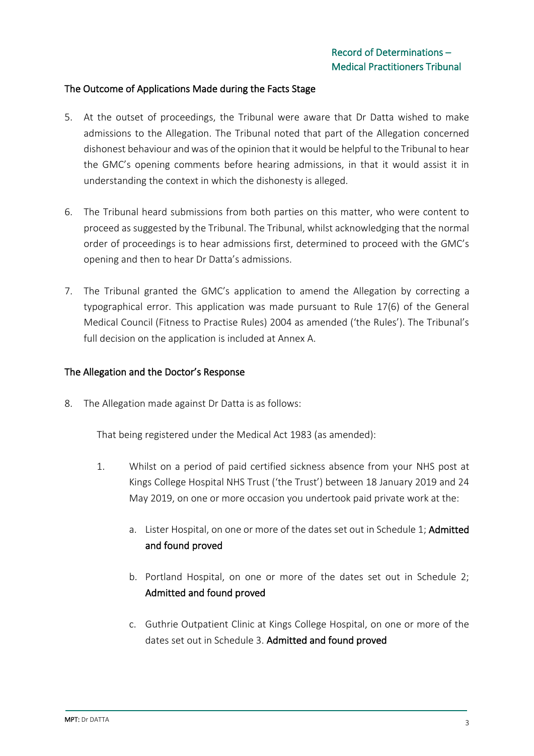### The Outcome of Applications Made during the Facts Stage

5. At the outset of proceedings, the Tribunal were aware that Dr Datta wished to make admissions to the Allegation. The Tribunal noted that part of the Allegation concerned dishonest behaviour and was of the opinion that it would be helpful to the Tribunal to hear the GMC's opening comments before hearing admissions, in that it would assist it in understanding the context in which the dishonesty is alleged.

6. The Tribunal heard submissions from both parties on this matter, who were content to proceed as suggested by the Tribunal. The Tribunal, whilst acknowledging that the normal order of proceedings is to hear admissions first, determined to proceed with the GMC's opening and then to hear Dr Datta's admissions.

7. The Tribunal granted the GMC's application to amend the Allegation by correcting a typographical error. This application was made pursuant to Rule 17(6) of the General Medical Council (Fitness to Practise Rules) 2004 as amended ('the Rules'). The Tribunal's full decision on the application is included at Annex A.

### The Allegation and the Doctor's Response

8. The Allegation made against Dr Datta is as follows:

   That being registered under the Medical Act 1983 (as amended):

   1. Whilst on a period of paid certified sickness absence from your NHS post at Kings College Hospital NHS Trust ('the Trust') between 18 January 2019 and 24 May 2019, on one or more occasion you undertook paid private work at the:

      a. Lister Hospital, on one or more of the dates set out in Schedule 1; **Admitted and found proved**

      b. Portland Hospital, on one or more of the dates set out in Schedule 2; **Admitted and found proved**

      c. Guthrie Outpatient Clinic at Kings College Hospital, on one or more of the dates set out in Schedule 3. **Admitted and found proved**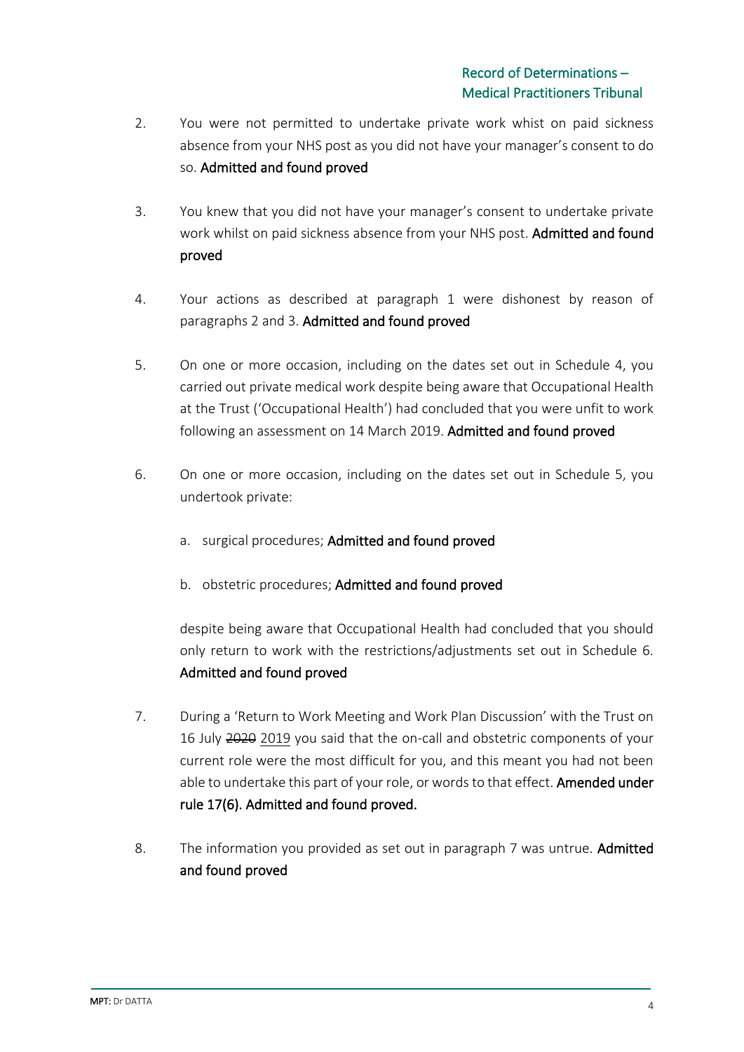2. You were not permitted to undertake private work whist on paid sickness absence from your NHS post as you did not have your manager's consent to do so. **Admitted and found proved**

3. You knew that you did not have your manager's consent to undertake private work whilst on paid sickness absence from your NHS post. **Admitted and found proved**

4. Your actions as described at paragraph 1 were dishonest by reason of paragraphs 2 and 3. **Admitted and found proved**

5. On one or more occasion, including on the dates set out in Schedule 4, you carried out private medical work despite being aware that Occupational Health at the Trust ('Occupational Health') had concluded that you were unfit to work following an assessment on 14 March 2019. **Admitted and found proved**

6. On one or more occasion, including on the dates set out in Schedule 5, you undertook private:

   a. surgical procedures; **Admitted and found proved**

   b. obstetric procedures; **Admitted and found proved**

   despite being aware that Occupational Health had concluded that you should only return to work with the restrictions/adjustments set out in Schedule 6. **Admitted and found proved**

7. During a 'Return to Work Meeting and Work Plan Discussion' with the Trust on 16 July ~~2020~~ <u>2019</u> you said that the on-call and obstetric components of your current role were the most difficult for you, and this meant you had not been able to undertake this part of your role, or words to that effect. **Amended under rule 17(6). Admitted and found proved.**

8. The information you provided as set out in paragraph 7 was untrue. **Admitted and found proved**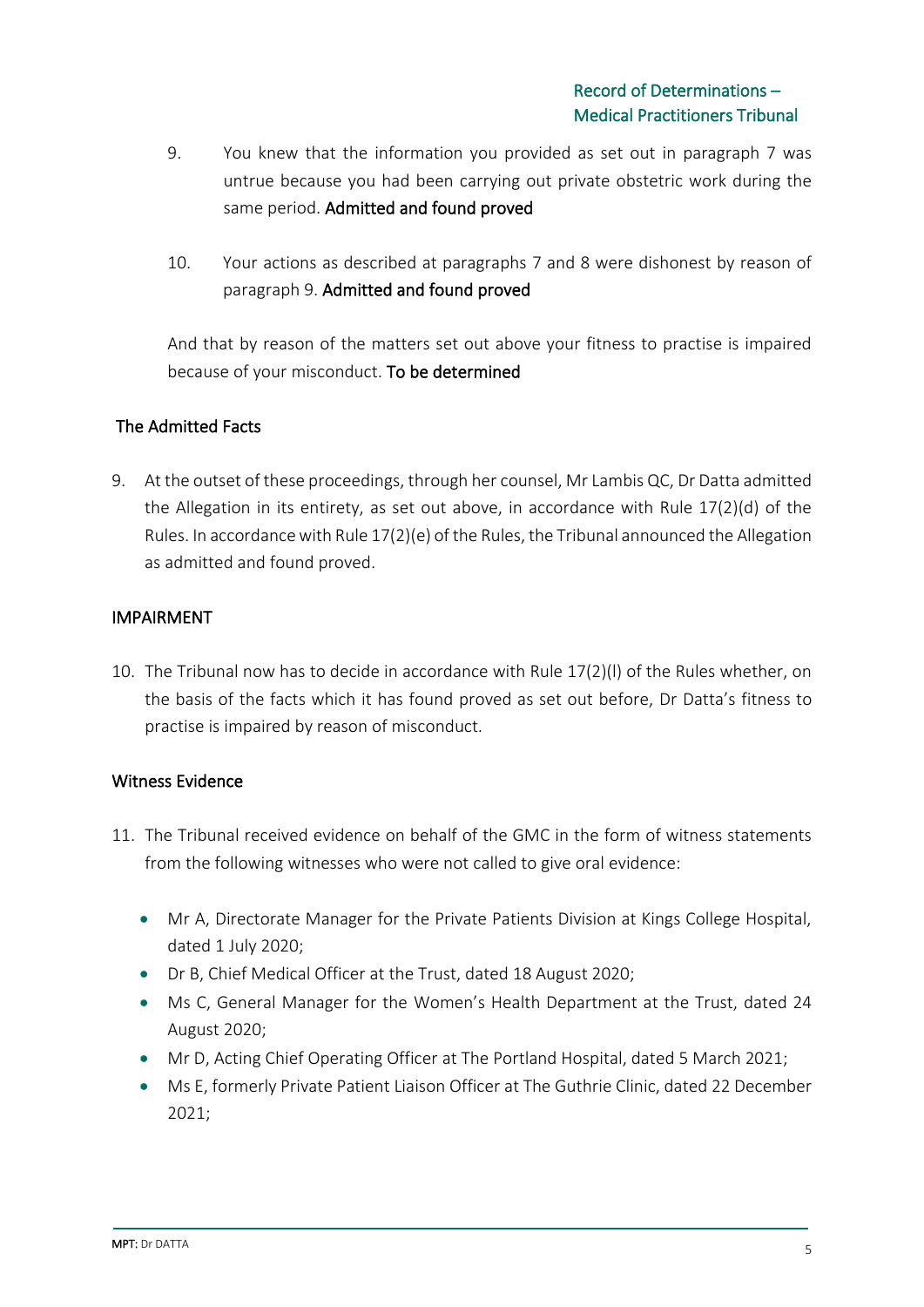9. You knew that the information you provided as set out in paragraph 7 was untrue because you had been carrying out private obstetric work during the same period. **Admitted and found proved**

10. Your actions as described at paragraphs 7 and 8 were dishonest by reason of paragraph 9. **Admitted and found proved**

And that by reason of the matters set out above your fitness to practise is impaired because of your misconduct. **To be determined**

## The Admitted Facts

9. At the outset of these proceedings, through her counsel, Mr Lambis QC, Dr Datta admitted the Allegation in its entirety, as set out above, in accordance with Rule 17(2)(d) of the Rules. In accordance with Rule 17(2)(e) of the Rules, the Tribunal announced the Allegation as admitted and found proved.

## IMPAIRMENT

10. The Tribunal now has to decide in accordance with Rule 17(2)(l) of the Rules whether, on the basis of the facts which it has found proved as set out before, Dr Datta's fitness to practise is impaired by reason of misconduct.

## Witness Evidence

11. The Tribunal received evidence on behalf of the GMC in the form of witness statements from the following witnesses who were not called to give oral evidence:

    - Mr A, Directorate Manager for the Private Patients Division at Kings College Hospital, dated 1 July 2020;
    - Dr B, Chief Medical Officer at the Trust, dated 18 August 2020;
    - Ms C, General Manager for the Women's Health Department at the Trust, dated 24 August 2020;
    - Mr D, Acting Chief Operating Officer at The Portland Hospital, dated 5 March 2021;
    - Ms E, formerly Private Patient Liaison Officer at The Guthrie Clinic, dated 22 December 2021;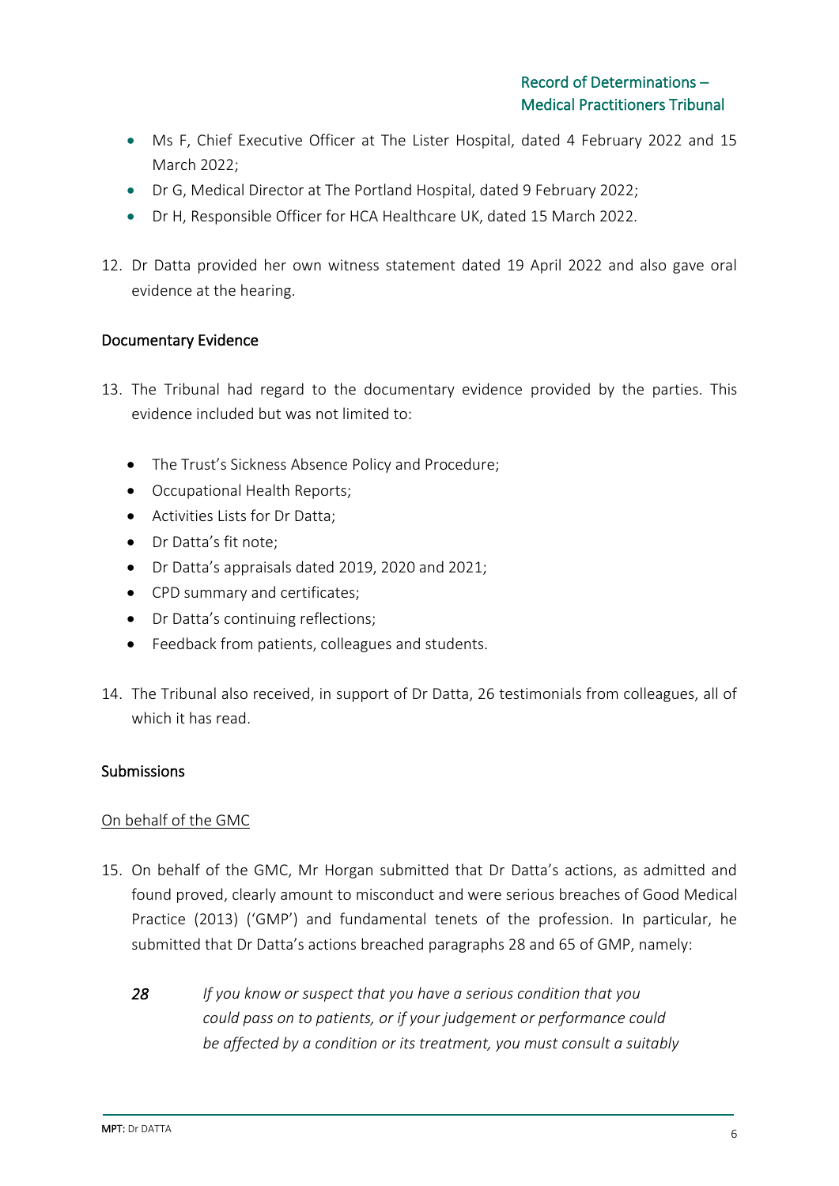- Ms F, Chief Executive Officer at The Lister Hospital, dated 4 February 2022 and 15 March 2022;
- Dr G, Medical Director at The Portland Hospital, dated 9 February 2022;
- Dr H, Responsible Officer for HCA Healthcare UK, dated 15 March 2022.

12. Dr Datta provided her own witness statement dated 19 April 2022 and also gave oral evidence at the hearing.

## Documentary Evidence

13. The Tribunal had regard to the documentary evidence provided by the parties. This evidence included but was not limited to:

    - The Trust's Sickness Absence Policy and Procedure;
    - Occupational Health Reports;
    - Activities Lists for Dr Datta;
    - Dr Datta's fit note;
    - Dr Datta's appraisals dated 2019, 2020 and 2021;
    - CPD summary and certificates;
    - Dr Datta's continuing reflections;
    - Feedback from patients, colleagues and students.

14. The Tribunal also received, in support of Dr Datta, 26 testimonials from colleagues, all of which it has read.

## Submissions

### On behalf of the GMC

15. On behalf of the GMC, Mr Horgan submitted that Dr Datta's actions, as admitted and found proved, clearly amount to misconduct and were serious breaches of Good Medical Practice (2013) ('GMP') and fundamental tenets of the profession. In particular, he submitted that Dr Datta's actions breached paragraphs 28 and 65 of GMP, namely:

    ***28*** *If you know or suspect that you have a serious condition that you could pass on to patients, or if your judgement or performance could be affected by a condition or its treatment, you must consult a suitably*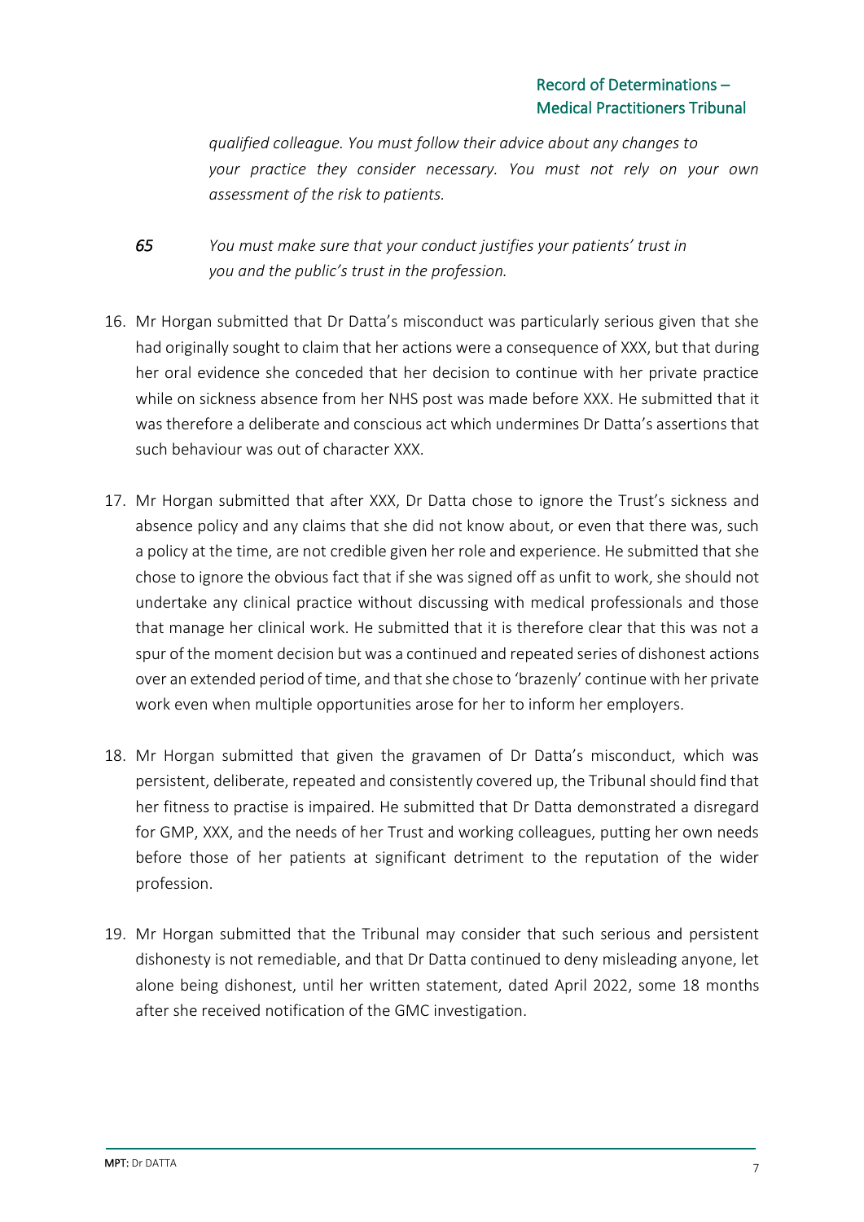*qualified colleague. You must follow their advice about any changes to your practice they consider necessary. You must not rely on your own assessment of the risk to patients.*

*65* *You must make sure that your conduct justifies your patients' trust in you and the public's trust in the profession.*

16. Mr Horgan submitted that Dr Datta's misconduct was particularly serious given that she had originally sought to claim that her actions were a consequence of XXX, but that during her oral evidence she conceded that her decision to continue with her private practice while on sickness absence from her NHS post was made before XXX. He submitted that it was therefore a deliberate and conscious act which undermines Dr Datta's assertions that such behaviour was out of character XXX.

17. Mr Horgan submitted that after XXX, Dr Datta chose to ignore the Trust's sickness and absence policy and any claims that she did not know about, or even that there was, such a policy at the time, are not credible given her role and experience. He submitted that she chose to ignore the obvious fact that if she was signed off as unfit to work, she should not undertake any clinical practice without discussing with medical professionals and those that manage her clinical work. He submitted that it is therefore clear that this was not a spur of the moment decision but was a continued and repeated series of dishonest actions over an extended period of time, and that she chose to 'brazenly' continue with her private work even when multiple opportunities arose for her to inform her employers.

18. Mr Horgan submitted that given the gravamen of Dr Datta's misconduct, which was persistent, deliberate, repeated and consistently covered up, the Tribunal should find that her fitness to practise is impaired. He submitted that Dr Datta demonstrated a disregard for GMP, XXX, and the needs of her Trust and working colleagues, putting her own needs before those of her patients at significant detriment to the reputation of the wider profession.

19. Mr Horgan submitted that the Tribunal may consider that such serious and persistent dishonesty is not remediable, and that Dr Datta continued to deny misleading anyone, let alone being dishonest, until her written statement, dated April 2022, some 18 months after she received notification of the GMC investigation.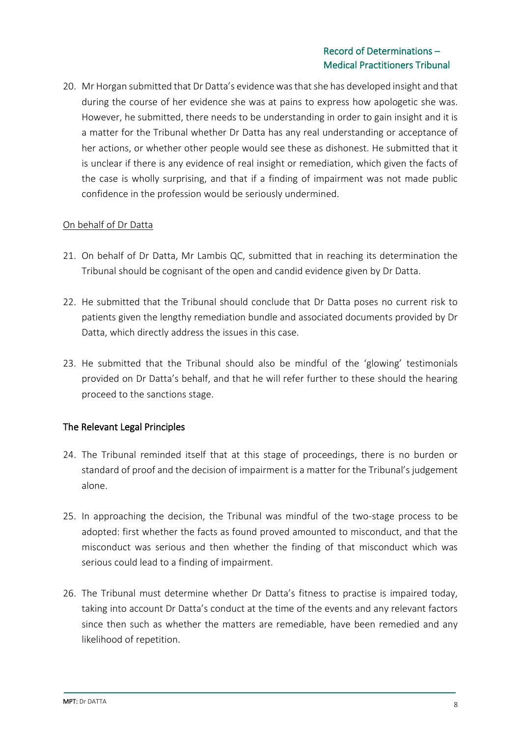20. Mr Horgan submitted that Dr Datta's evidence was that she has developed insight and that during the course of her evidence she was at pains to express how apologetic she was. However, he submitted, there needs to be understanding in order to gain insight and it is a matter for the Tribunal whether Dr Datta has any real understanding or acceptance of her actions, or whether other people would see these as dishonest. He submitted that it is unclear if there is any evidence of real insight or remediation, which given the facts of the case is wholly surprising, and that if a finding of impairment was not made public confidence in the profession would be seriously undermined.

<u>On behalf of Dr Datta</u>

21. On behalf of Dr Datta, Mr Lambis QC, submitted that in reaching its determination the Tribunal should be cognisant of the open and candid evidence given by Dr Datta.

22. He submitted that the Tribunal should conclude that Dr Datta poses no current risk to patients given the lengthy remediation bundle and associated documents provided by Dr Datta, which directly address the issues in this case.

23. He submitted that the Tribunal should also be mindful of the 'glowing' testimonials provided on Dr Datta's behalf, and that he will refer further to these should the hearing proceed to the sanctions stage.

### The Relevant Legal Principles

24. The Tribunal reminded itself that at this stage of proceedings, there is no burden or standard of proof and the decision of impairment is a matter for the Tribunal's judgement alone.

25. In approaching the decision, the Tribunal was mindful of the two-stage process to be adopted: first whether the facts as found proved amounted to misconduct, and that the misconduct was serious and then whether the finding of that misconduct which was serious could lead to a finding of impairment.

26. The Tribunal must determine whether Dr Datta's fitness to practise is impaired today, taking into account Dr Datta's conduct at the time of the events and any relevant factors since then such as whether the matters are remediable, have been remedied and any likelihood of repetition.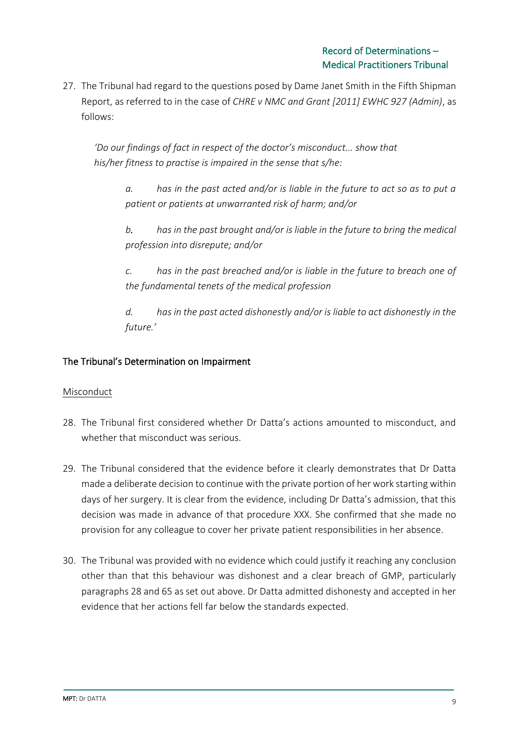27. The Tribunal had regard to the questions posed by Dame Janet Smith in the Fifth Shipman Report, as referred to in the case of *CHRE v NMC and Grant [2011] EWHC 927 (Admin)*, as follows:

> *'Do our findings of fact in respect of the doctor's misconduct... show that his/her fitness to practise is impaired in the sense that s/he:*
>
> *a. has in the past acted and/or is liable in the future to act so as to put a patient or patients at unwarranted risk of harm; and/or*
>
> *b. has in the past brought and/or is liable in the future to bring the medical profession into disrepute; and/or*
>
> *c. has in the past breached and/or is liable in the future to breach one of the fundamental tenets of the medical profession*
>
> *d. has in the past acted dishonestly and/or is liable to act dishonestly in the future.'*

## The Tribunal's Determination on Impairment

### Misconduct

28. The Tribunal first considered whether Dr Datta's actions amounted to misconduct, and whether that misconduct was serious.

29. The Tribunal considered that the evidence before it clearly demonstrates that Dr Datta made a deliberate decision to continue with the private portion of her work starting within days of her surgery. It is clear from the evidence, including Dr Datta's admission, that this decision was made in advance of that procedure XXX. She confirmed that she made no provision for any colleague to cover her private patient responsibilities in her absence.

30. The Tribunal was provided with no evidence which could justify it reaching any conclusion other than that this behaviour was dishonest and a clear breach of GMP, particularly paragraphs 28 and 65 as set out above. Dr Datta admitted dishonesty and accepted in her evidence that her actions fell far below the standards expected.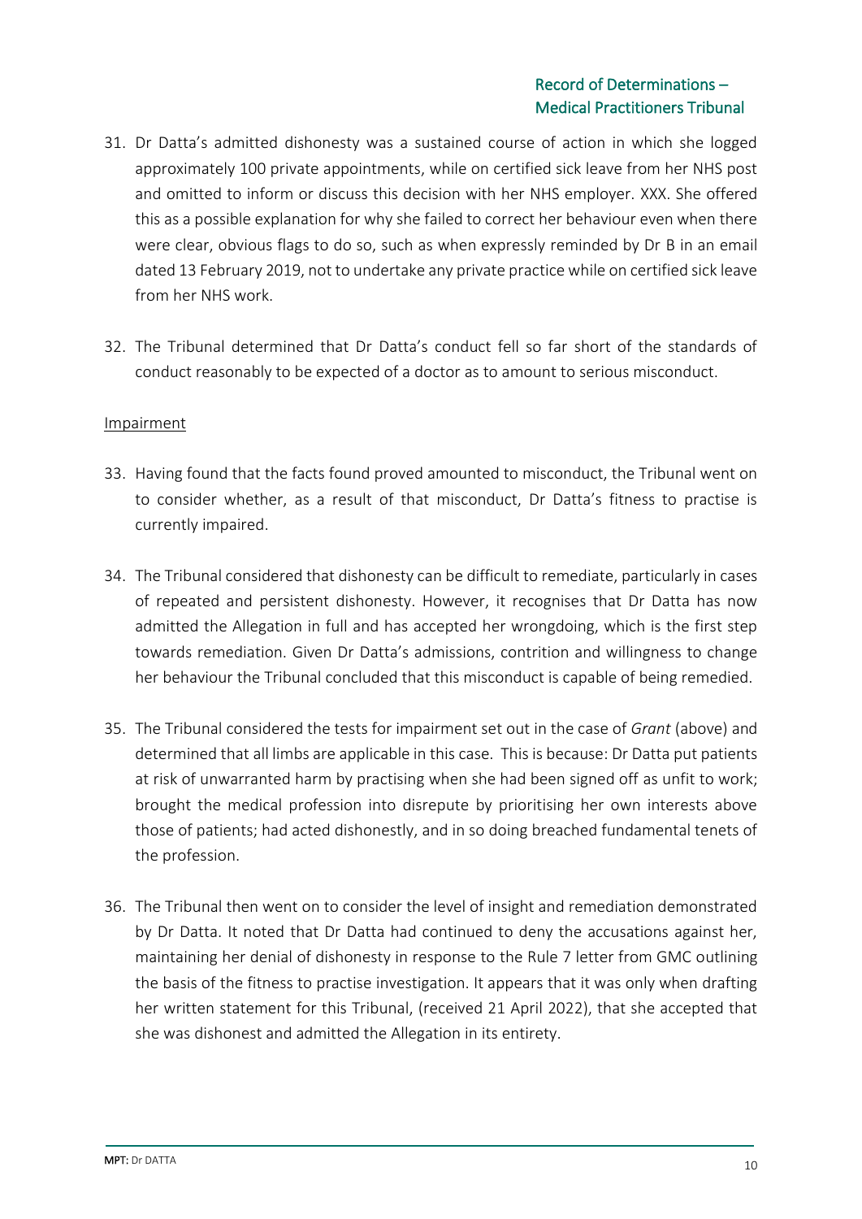31. Dr Datta's admitted dishonesty was a sustained course of action in which she logged approximately 100 private appointments, while on certified sick leave from her NHS post and omitted to inform or discuss this decision with her NHS employer. XXX. She offered this as a possible explanation for why she failed to correct her behaviour even when there were clear, obvious flags to do so, such as when expressly reminded by Dr B in an email dated 13 February 2019, not to undertake any private practice while on certified sick leave from her NHS work.

32. The Tribunal determined that Dr Datta's conduct fell so far short of the standards of conduct reasonably to be expected of a doctor as to amount to serious misconduct.

Impairment

33. Having found that the facts found proved amounted to misconduct, the Tribunal went on to consider whether, as a result of that misconduct, Dr Datta's fitness to practise is currently impaired.

34. The Tribunal considered that dishonesty can be difficult to remediate, particularly in cases of repeated and persistent dishonesty. However, it recognises that Dr Datta has now admitted the Allegation in full and has accepted her wrongdoing, which is the first step towards remediation. Given Dr Datta's admissions, contrition and willingness to change her behaviour the Tribunal concluded that this misconduct is capable of being remedied.

35. The Tribunal considered the tests for impairment set out in the case of *Grant* (above) and determined that all limbs are applicable in this case. This is because: Dr Datta put patients at risk of unwarranted harm by practising when she had been signed off as unfit to work; brought the medical profession into disrepute by prioritising her own interests above those of patients; had acted dishonestly, and in so doing breached fundamental tenets of the profession.

36. The Tribunal then went on to consider the level of insight and remediation demonstrated by Dr Datta. It noted that Dr Datta had continued to deny the accusations against her, maintaining her denial of dishonesty in response to the Rule 7 letter from GMC outlining the basis of the fitness to practise investigation. It appears that it was only when drafting her written statement for this Tribunal, (received 21 April 2022), that she accepted that she was dishonest and admitted the Allegation in its entirety.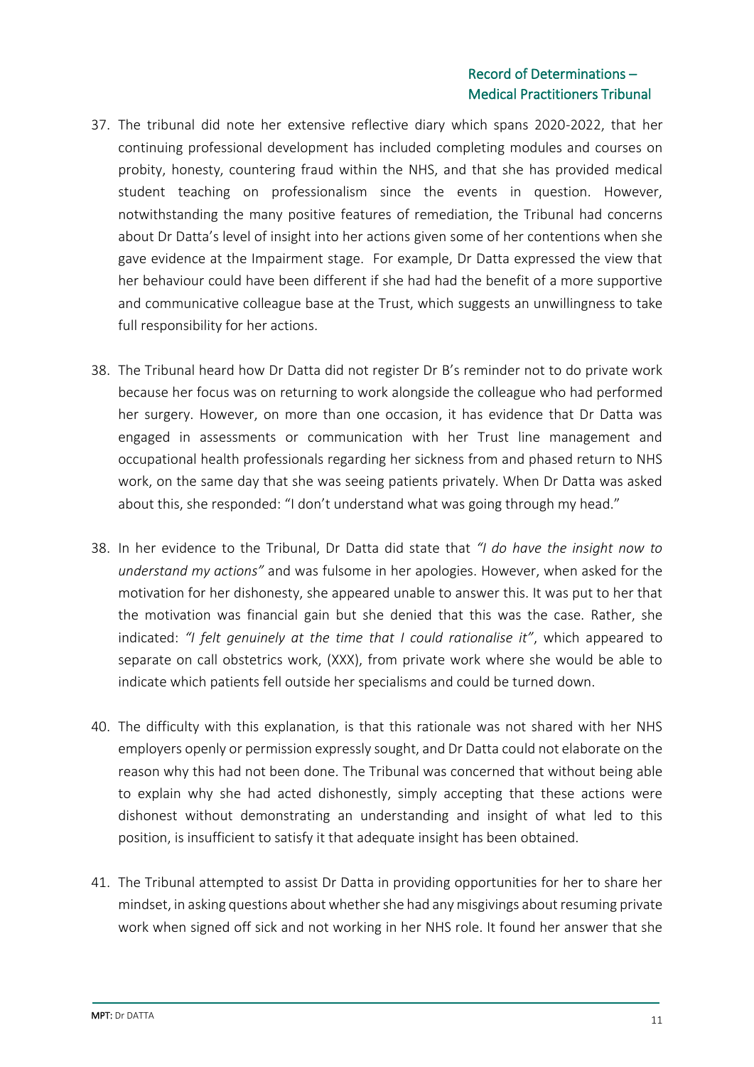37. The tribunal did note her extensive reflective diary which spans 2020-2022, that her continuing professional development has included completing modules and courses on probity, honesty, countering fraud within the NHS, and that she has provided medical student teaching on professionalism since the events in question. However, notwithstanding the many positive features of remediation, the Tribunal had concerns about Dr Datta's level of insight into her actions given some of her contentions when she gave evidence at the Impairment stage. For example, Dr Datta expressed the view that her behaviour could have been different if she had had the benefit of a more supportive and communicative colleague base at the Trust, which suggests an unwillingness to take full responsibility for her actions.

38. The Tribunal heard how Dr Datta did not register Dr B's reminder not to do private work because her focus was on returning to work alongside the colleague who had performed her surgery. However, on more than one occasion, it has evidence that Dr Datta was engaged in assessments or communication with her Trust line management and occupational health professionals regarding her sickness from and phased return to NHS work, on the same day that she was seeing patients privately. When Dr Datta was asked about this, she responded: "I don't understand what was going through my head."

38. In her evidence to the Tribunal, Dr Datta did state that *"I do have the insight now to understand my actions"* and was fulsome in her apologies. However, when asked for the motivation for her dishonesty, she appeared unable to answer this. It was put to her that the motivation was financial gain but she denied that this was the case. Rather, she indicated: *"I felt genuinely at the time that I could rationalise it"*, which appeared to separate on call obstetrics work, (XXX), from private work where she would be able to indicate which patients fell outside her specialisms and could be turned down.

40. The difficulty with this explanation, is that this rationale was not shared with her NHS employers openly or permission expressly sought, and Dr Datta could not elaborate on the reason why this had not been done. The Tribunal was concerned that without being able to explain why she had acted dishonestly, simply accepting that these actions were dishonest without demonstrating an understanding and insight of what led to this position, is insufficient to satisfy it that adequate insight has been obtained.

41. The Tribunal attempted to assist Dr Datta in providing opportunities for her to share her mindset, in asking questions about whether she had any misgivings about resuming private work when signed off sick and not working in her NHS role. It found her answer that she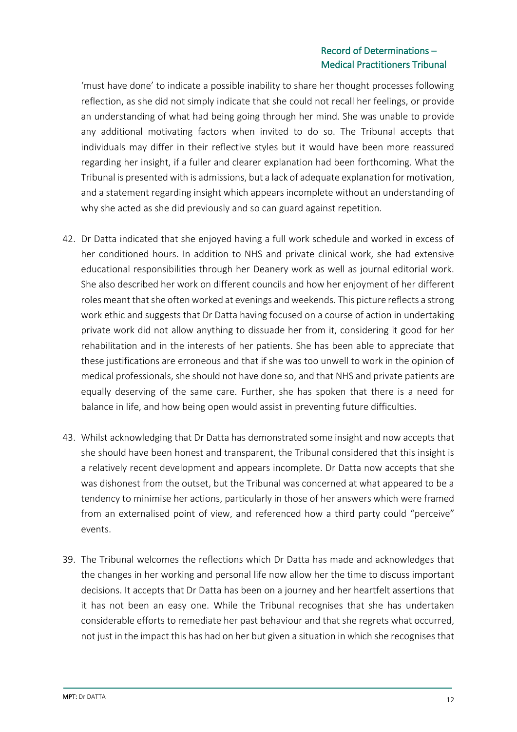'must have done' to indicate a possible inability to share her thought processes following reflection, as she did not simply indicate that she could not recall her feelings, or provide an understanding of what had being going through her mind. She was unable to provide any additional motivating factors when invited to do so. The Tribunal accepts that individuals may differ in their reflective styles but it would have been more reassured regarding her insight, if a fuller and clearer explanation had been forthcoming. What the Tribunal is presented with is admissions, but a lack of adequate explanation for motivation, and a statement regarding insight which appears incomplete without an understanding of why she acted as she did previously and so can guard against repetition.

42. Dr Datta indicated that she enjoyed having a full work schedule and worked in excess of her conditioned hours. In addition to NHS and private clinical work, she had extensive educational responsibilities through her Deanery work as well as journal editorial work. She also described her work on different councils and how her enjoyment of her different roles meant that she often worked at evenings and weekends. This picture reflects a strong work ethic and suggests that Dr Datta having focused on a course of action in undertaking private work did not allow anything to dissuade her from it, considering it good for her rehabilitation and in the interests of her patients. She has been able to appreciate that these justifications are erroneous and that if she was too unwell to work in the opinion of medical professionals, she should not have done so, and that NHS and private patients are equally deserving of the same care. Further, she has spoken that there is a need for balance in life, and how being open would assist in preventing future difficulties.

43. Whilst acknowledging that Dr Datta has demonstrated some insight and now accepts that she should have been honest and transparent, the Tribunal considered that this insight is a relatively recent development and appears incomplete. Dr Datta now accepts that she was dishonest from the outset, but the Tribunal was concerned at what appeared to be a tendency to minimise her actions, particularly in those of her answers which were framed from an externalised point of view, and referenced how a third party could "perceive" events.

39. The Tribunal welcomes the reflections which Dr Datta has made and acknowledges that the changes in her working and personal life now allow her the time to discuss important decisions. It accepts that Dr Datta has been on a journey and her heartfelt assertions that it has not been an easy one. While the Tribunal recognises that she has undertaken considerable efforts to remediate her past behaviour and that she regrets what occurred, not just in the impact this has had on her but given a situation in which she recognises that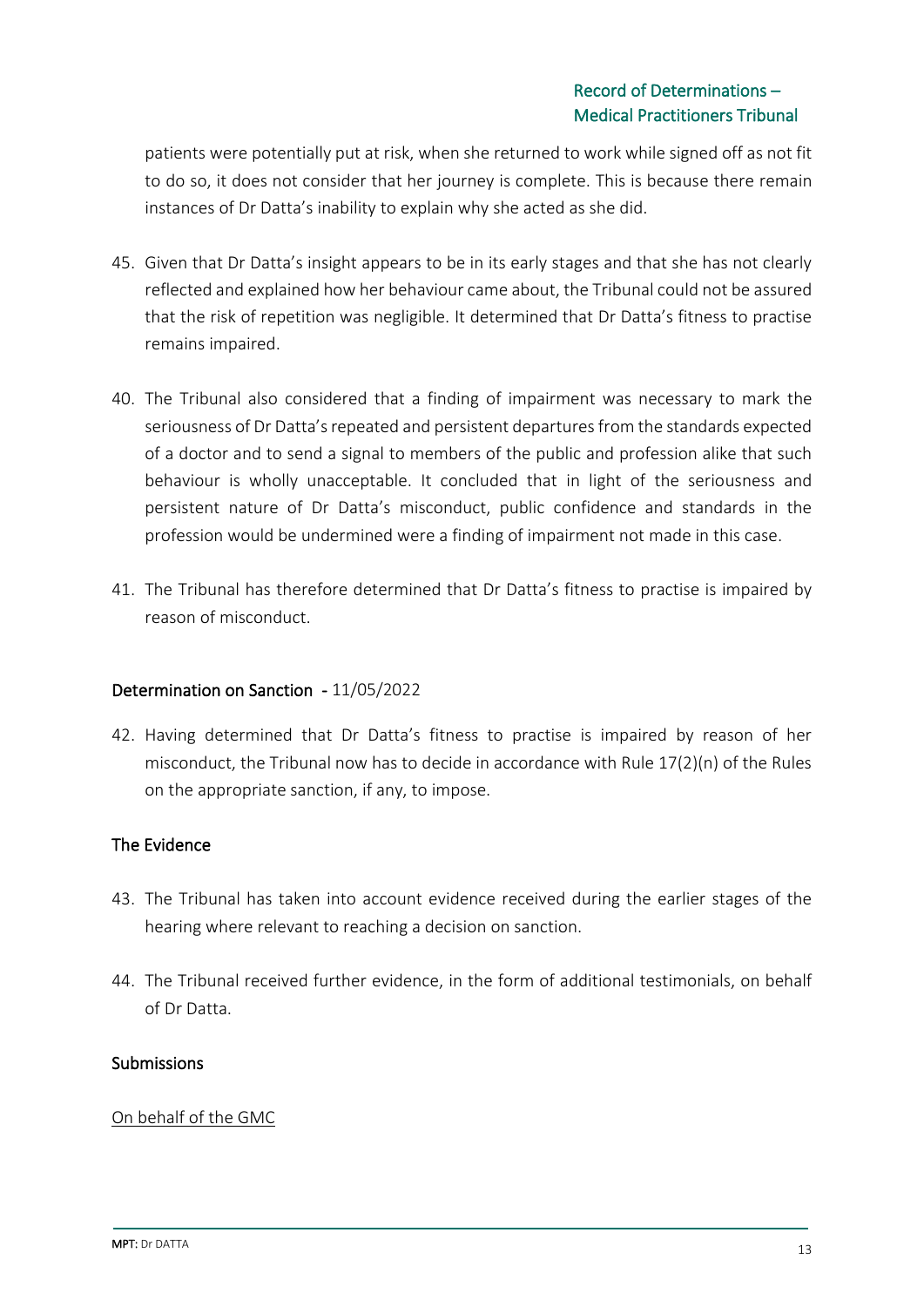patients were potentially put at risk, when she returned to work while signed off as not fit to do so, it does not consider that her journey is complete. This is because there remain instances of Dr Datta's inability to explain why she acted as she did.

45. Given that Dr Datta's insight appears to be in its early stages and that she has not clearly reflected and explained how her behaviour came about, the Tribunal could not be assured that the risk of repetition was negligible. It determined that Dr Datta's fitness to practise remains impaired.

40. The Tribunal also considered that a finding of impairment was necessary to mark the seriousness of Dr Datta's repeated and persistent departures from the standards expected of a doctor and to send a signal to members of the public and profession alike that such behaviour is wholly unacceptable. It concluded that in light of the seriousness and persistent nature of Dr Datta's misconduct, public confidence and standards in the profession would be undermined were a finding of impairment not made in this case.

41. The Tribunal has therefore determined that Dr Datta's fitness to practise is impaired by reason of misconduct.

## Determination on Sanction - 11/05/2022

42. Having determined that Dr Datta's fitness to practise is impaired by reason of her misconduct, the Tribunal now has to decide in accordance with Rule 17(2)(n) of the Rules on the appropriate sanction, if any, to impose.

### The Evidence

43. The Tribunal has taken into account evidence received during the earlier stages of the hearing where relevant to reaching a decision on sanction.

44. The Tribunal received further evidence, in the form of additional testimonials, on behalf of Dr Datta.

### Submissions

On behalf of the GMC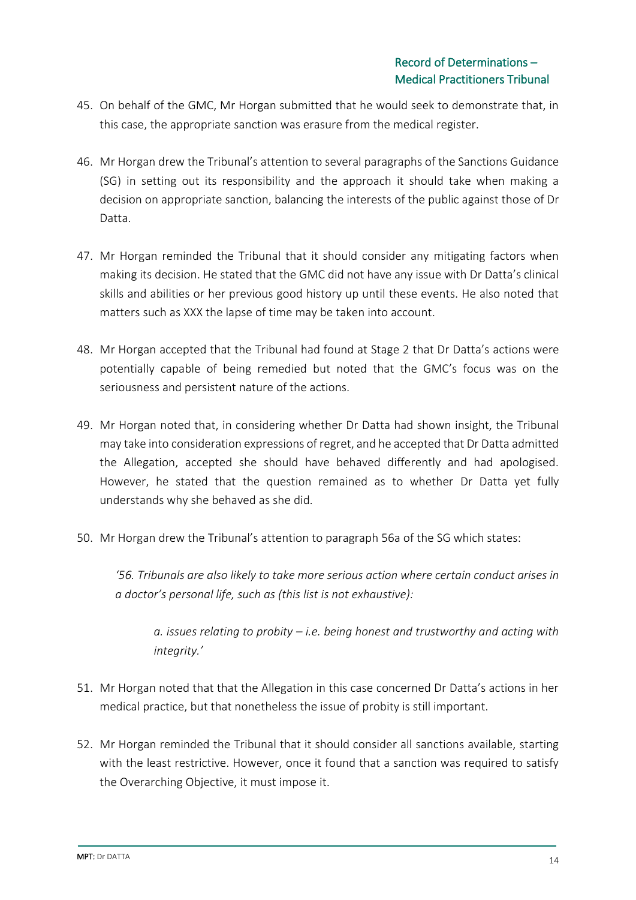45. On behalf of the GMC, Mr Horgan submitted that he would seek to demonstrate that, in this case, the appropriate sanction was erasure from the medical register.

46. Mr Horgan drew the Tribunal's attention to several paragraphs of the Sanctions Guidance (SG) in setting out its responsibility and the approach it should take when making a decision on appropriate sanction, balancing the interests of the public against those of Dr Datta.

47. Mr Horgan reminded the Tribunal that it should consider any mitigating factors when making its decision. He stated that the GMC did not have any issue with Dr Datta's clinical skills and abilities or her previous good history up until these events. He also noted that matters such as XXX the lapse of time may be taken into account.

48. Mr Horgan accepted that the Tribunal had found at Stage 2 that Dr Datta's actions were potentially capable of being remedied but noted that the GMC's focus was on the seriousness and persistent nature of the actions.

49. Mr Horgan noted that, in considering whether Dr Datta had shown insight, the Tribunal may take into consideration expressions of regret, and he accepted that Dr Datta admitted the Allegation, accepted she should have behaved differently and had apologised. However, he stated that the question remained as to whether Dr Datta yet fully understands why she behaved as she did.

50. Mr Horgan drew the Tribunal's attention to paragraph 56a of the SG which states:

> *'56. Tribunals are also likely to take more serious action where certain conduct arises in a doctor's personal life, such as (this list is not exhaustive):*
>
> > *a. issues relating to probity – i.e. being honest and trustworthy and acting with integrity.'*

51. Mr Horgan noted that that the Allegation in this case concerned Dr Datta's actions in her medical practice, but that nonetheless the issue of probity is still important.

52. Mr Horgan reminded the Tribunal that it should consider all sanctions available, starting with the least restrictive. However, once it found that a sanction was required to satisfy the Overarching Objective, it must impose it.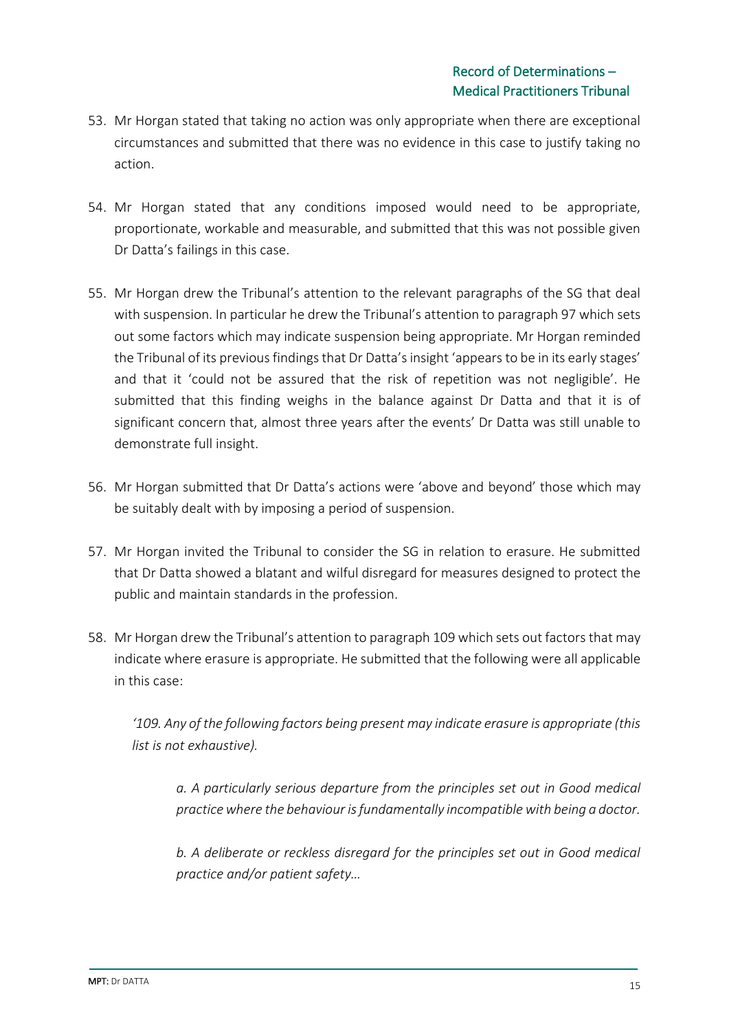53. Mr Horgan stated that taking no action was only appropriate when there are exceptional circumstances and submitted that there was no evidence in this case to justify taking no action.

54. Mr Horgan stated that any conditions imposed would need to be appropriate, proportionate, workable and measurable, and submitted that this was not possible given Dr Datta's failings in this case.

55. Mr Horgan drew the Tribunal's attention to the relevant paragraphs of the SG that deal with suspension. In particular he drew the Tribunal's attention to paragraph 97 which sets out some factors which may indicate suspension being appropriate. Mr Horgan reminded the Tribunal of its previous findings that Dr Datta's insight 'appears to be in its early stages' and that it 'could not be assured that the risk of repetition was not negligible'. He submitted that this finding weighs in the balance against Dr Datta and that it is of significant concern that, almost three years after the events' Dr Datta was still unable to demonstrate full insight.

56. Mr Horgan submitted that Dr Datta's actions were 'above and beyond' those which may be suitably dealt with by imposing a period of suspension.

57. Mr Horgan invited the Tribunal to consider the SG in relation to erasure. He submitted that Dr Datta showed a blatant and wilful disregard for measures designed to protect the public and maintain standards in the profession.

58. Mr Horgan drew the Tribunal's attention to paragraph 109 which sets out factors that may indicate where erasure is appropriate. He submitted that the following were all applicable in this case:

> *'109. Any of the following factors being present may indicate erasure is appropriate (this list is not exhaustive).*
>
> > *a. A particularly serious departure from the principles set out in Good medical practice where the behaviour is fundamentally incompatible with being a doctor.*
> >
> > *b. A deliberate or reckless disregard for the principles set out in Good medical practice and/or patient safety…*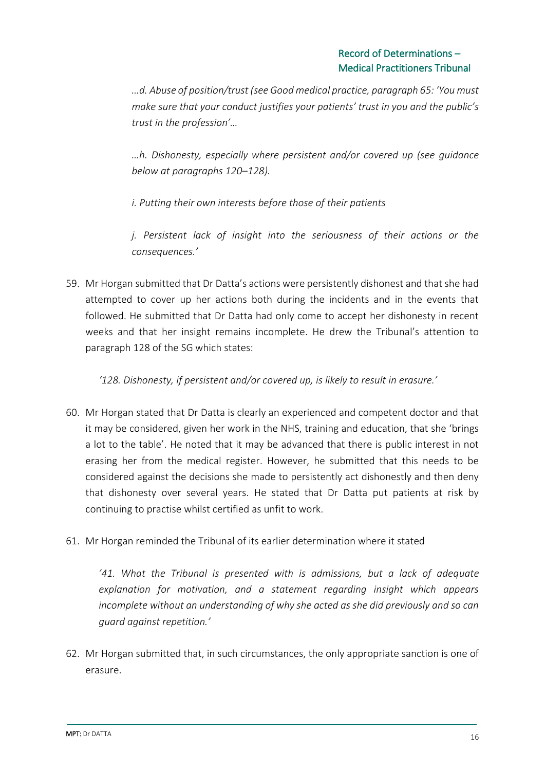*…d. Abuse of position/trust (see Good medical practice, paragraph 65: 'You must make sure that your conduct justifies your patients' trust in you and the public's trust in the profession'…*

*…h. Dishonesty, especially where persistent and/or covered up (see guidance below at paragraphs 120–128).*

*i. Putting their own interests before those of their patients*

*j. Persistent lack of insight into the seriousness of their actions or the consequences.'*

59. Mr Horgan submitted that Dr Datta's actions were persistently dishonest and that she had attempted to cover up her actions both during the incidents and in the events that followed. He submitted that Dr Datta had only come to accept her dishonesty in recent weeks and that her insight remains incomplete. He drew the Tribunal's attention to paragraph 128 of the SG which states:

    *'128. Dishonesty, if persistent and/or covered up, is likely to result in erasure.'*

60. Mr Horgan stated that Dr Datta is clearly an experienced and competent doctor and that it may be considered, given her work in the NHS, training and education, that she 'brings a lot to the table'. He noted that it may be advanced that there is public interest in not erasing her from the medical register. However, he submitted that this needs to be considered against the decisions she made to persistently act dishonestly and then deny that dishonesty over several years. He stated that Dr Datta put patients at risk by continuing to practise whilst certified as unfit to work.

61. Mr Horgan reminded the Tribunal of its earlier determination where it stated

    *'41. What the Tribunal is presented with is admissions, but a lack of adequate explanation for motivation, and a statement regarding insight which appears incomplete without an understanding of why she acted as she did previously and so can guard against repetition.'*

62. Mr Horgan submitted that, in such circumstances, the only appropriate sanction is one of erasure.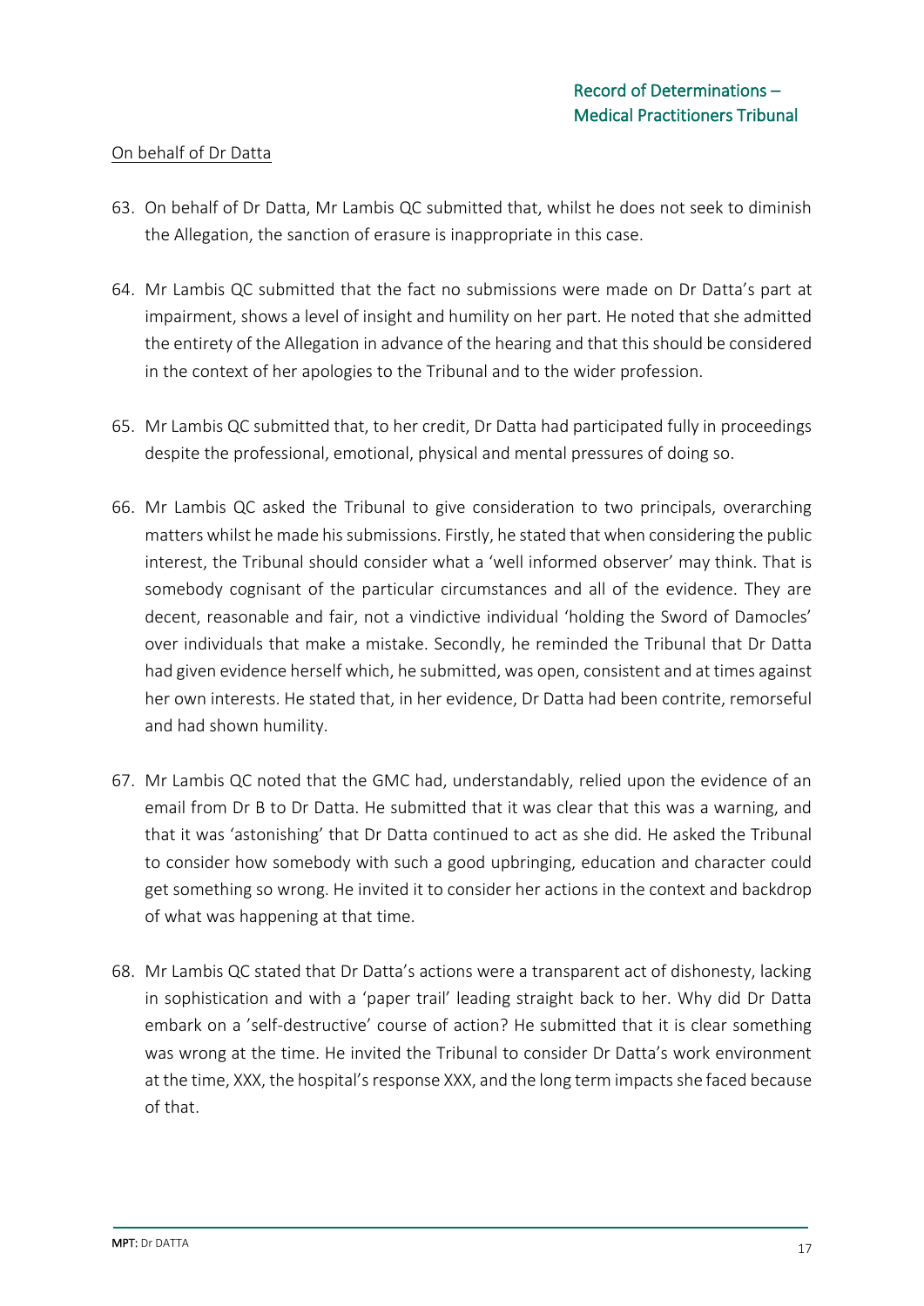<u>On behalf of Dr Datta</u>

63. On behalf of Dr Datta, Mr Lambis QC submitted that, whilst he does not seek to diminish the Allegation, the sanction of erasure is inappropriate in this case.

64. Mr Lambis QC submitted that the fact no submissions were made on Dr Datta's part at impairment, shows a level of insight and humility on her part. He noted that she admitted the entirety of the Allegation in advance of the hearing and that this should be considered in the context of her apologies to the Tribunal and to the wider profession.

65. Mr Lambis QC submitted that, to her credit, Dr Datta had participated fully in proceedings despite the professional, emotional, physical and mental pressures of doing so.

66. Mr Lambis QC asked the Tribunal to give consideration to two principals, overarching matters whilst he made his submissions. Firstly, he stated that when considering the public interest, the Tribunal should consider what a 'well informed observer' may think. That is somebody cognisant of the particular circumstances and all of the evidence. They are decent, reasonable and fair, not a vindictive individual 'holding the Sword of Damocles' over individuals that make a mistake. Secondly, he reminded the Tribunal that Dr Datta had given evidence herself which, he submitted, was open, consistent and at times against her own interests. He stated that, in her evidence, Dr Datta had been contrite, remorseful and had shown humility.

67. Mr Lambis QC noted that the GMC had, understandably, relied upon the evidence of an email from Dr B to Dr Datta. He submitted that it was clear that this was a warning, and that it was 'astonishing' that Dr Datta continued to act as she did. He asked the Tribunal to consider how somebody with such a good upbringing, education and character could get something so wrong. He invited it to consider her actions in the context and backdrop of what was happening at that time.

68. Mr Lambis QC stated that Dr Datta's actions were a transparent act of dishonesty, lacking in sophistication and with a 'paper trail' leading straight back to her. Why did Dr Datta embark on a 'self-destructive' course of action? He submitted that it is clear something was wrong at the time. He invited the Tribunal to consider Dr Datta's work environment at the time, XXX, the hospital's response XXX, and the long term impacts she faced because of that.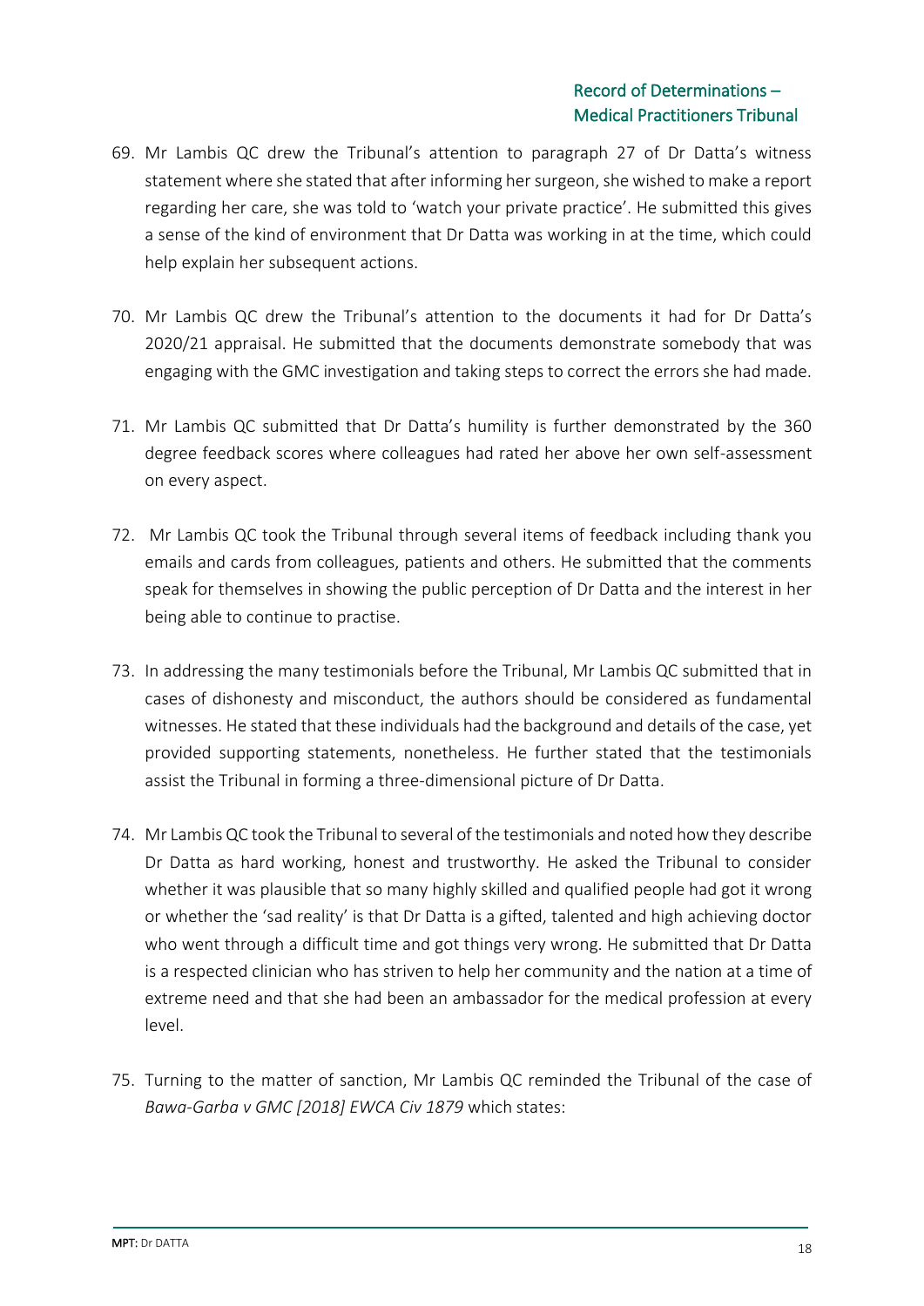69. Mr Lambis QC drew the Tribunal's attention to paragraph 27 of Dr Datta's witness statement where she stated that after informing her surgeon, she wished to make a report regarding her care, she was told to 'watch your private practice'. He submitted this gives a sense of the kind of environment that Dr Datta was working in at the time, which could help explain her subsequent actions.

70. Mr Lambis QC drew the Tribunal's attention to the documents it had for Dr Datta's 2020/21 appraisal. He submitted that the documents demonstrate somebody that was engaging with the GMC investigation and taking steps to correct the errors she had made.

71. Mr Lambis QC submitted that Dr Datta's humility is further demonstrated by the 360 degree feedback scores where colleagues had rated her above her own self-assessment on every aspect.

72. Mr Lambis QC took the Tribunal through several items of feedback including thank you emails and cards from colleagues, patients and others. He submitted that the comments speak for themselves in showing the public perception of Dr Datta and the interest in her being able to continue to practise.

73. In addressing the many testimonials before the Tribunal, Mr Lambis QC submitted that in cases of dishonesty and misconduct, the authors should be considered as fundamental witnesses. He stated that these individuals had the background and details of the case, yet provided supporting statements, nonetheless. He further stated that the testimonials assist the Tribunal in forming a three-dimensional picture of Dr Datta.

74. Mr Lambis QC took the Tribunal to several of the testimonials and noted how they describe Dr Datta as hard working, honest and trustworthy. He asked the Tribunal to consider whether it was plausible that so many highly skilled and qualified people had got it wrong or whether the 'sad reality' is that Dr Datta is a gifted, talented and high achieving doctor who went through a difficult time and got things very wrong. He submitted that Dr Datta is a respected clinician who has striven to help her community and the nation at a time of extreme need and that she had been an ambassador for the medical profession at every level.

75. Turning to the matter of sanction, Mr Lambis QC reminded the Tribunal of the case of *Bawa-Garba v GMC [2018] EWCA Civ 1879* which states: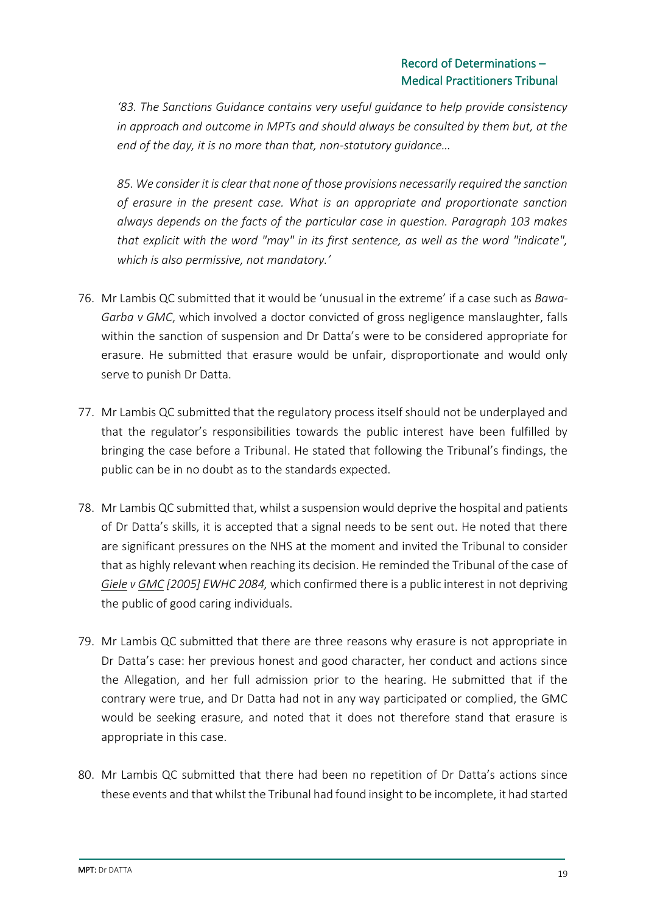*'83. The Sanctions Guidance contains very useful guidance to help provide consistency in approach and outcome in MPTs and should always be consulted by them but, at the end of the day, it is no more than that, non-statutory guidance…*

*85. We consider it is clear that none of those provisions necessarily required the sanction of erasure in the present case. What is an appropriate and proportionate sanction always depends on the facts of the particular case in question. Paragraph 103 makes that explicit with the word "may" in its first sentence, as well as the word "indicate", which is also permissive, not mandatory.'*

76. Mr Lambis QC submitted that it would be 'unusual in the extreme' if a case such as *Bawa-Garba v GMC*, which involved a doctor convicted of gross negligence manslaughter, falls within the sanction of suspension and Dr Datta's were to be considered appropriate for erasure. He submitted that erasure would be unfair, disproportionate and would only serve to punish Dr Datta.

77. Mr Lambis QC submitted that the regulatory process itself should not be underplayed and that the regulator's responsibilities towards the public interest have been fulfilled by bringing the case before a Tribunal. He stated that following the Tribunal's findings, the public can be in no doubt as to the standards expected.

78. Mr Lambis QC submitted that, whilst a suspension would deprive the hospital and patients of Dr Datta's skills, it is accepted that a signal needs to be sent out. He noted that there are significant pressures on the NHS at the moment and invited the Tribunal to consider that as highly relevant when reaching its decision. He reminded the Tribunal of the case of *Giele v GMC [2005] EWHC 2084,* which confirmed there is a public interest in not depriving the public of good caring individuals.

79. Mr Lambis QC submitted that there are three reasons why erasure is not appropriate in Dr Datta's case: her previous honest and good character, her conduct and actions since the Allegation, and her full admission prior to the hearing. He submitted that if the contrary were true, and Dr Datta had not in any way participated or complied, the GMC would be seeking erasure, and noted that it does not therefore stand that erasure is appropriate in this case.

80. Mr Lambis QC submitted that there had been no repetition of Dr Datta's actions since these events and that whilst the Tribunal had found insight to be incomplete, it had started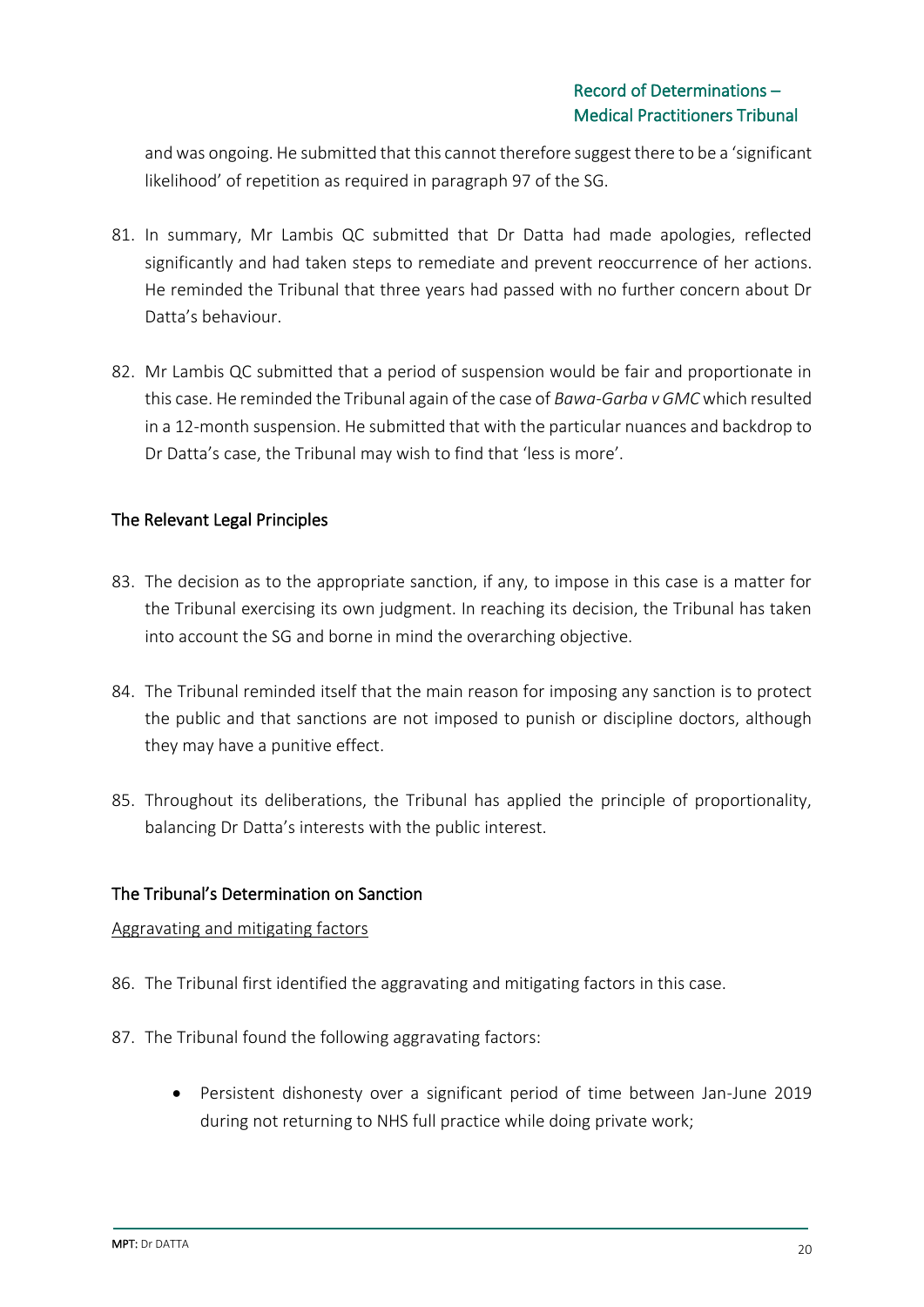and was ongoing. He submitted that this cannot therefore suggest there to be a 'significant likelihood' of repetition as required in paragraph 97 of the SG.

81. In summary, Mr Lambis QC submitted that Dr Datta had made apologies, reflected significantly and had taken steps to remediate and prevent reoccurrence of her actions. He reminded the Tribunal that three years had passed with no further concern about Dr Datta's behaviour.

82. Mr Lambis QC submitted that a period of suspension would be fair and proportionate in this case. He reminded the Tribunal again of the case of *Bawa-Garba v GMC* which resulted in a 12-month suspension. He submitted that with the particular nuances and backdrop to Dr Datta's case, the Tribunal may wish to find that 'less is more'.

## The Relevant Legal Principles

83. The decision as to the appropriate sanction, if any, to impose in this case is a matter for the Tribunal exercising its own judgment. In reaching its decision, the Tribunal has taken into account the SG and borne in mind the overarching objective.

84. The Tribunal reminded itself that the main reason for imposing any sanction is to protect the public and that sanctions are not imposed to punish or discipline doctors, although they may have a punitive effect.

85. Throughout its deliberations, the Tribunal has applied the principle of proportionality, balancing Dr Datta's interests with the public interest.

## The Tribunal's Determination on Sanction

<u>Aggravating and mitigating factors</u>

86. The Tribunal first identified the aggravating and mitigating factors in this case.

87. The Tribunal found the following aggravating factors:

    - Persistent dishonesty over a significant period of time between Jan-June 2019 during not returning to NHS full practice while doing private work;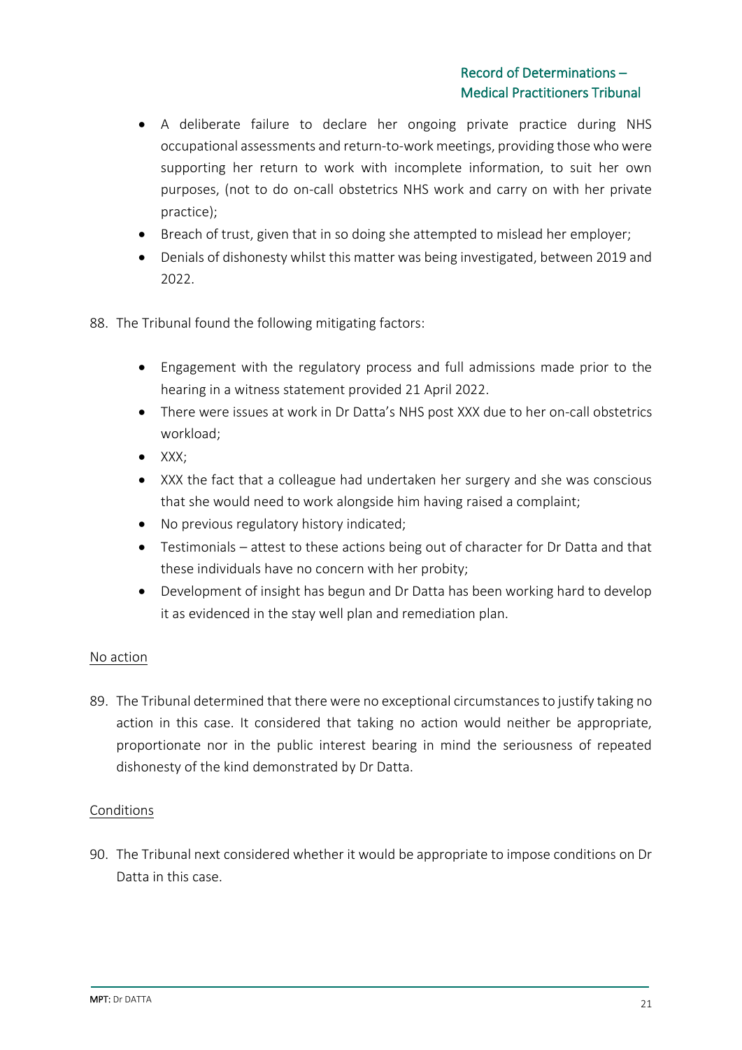- A deliberate failure to declare her ongoing private practice during NHS occupational assessments and return-to-work meetings, providing those who were supporting her return to work with incomplete information, to suit her own purposes, (not to do on-call obstetrics NHS work and carry on with her private practice);
- Breach of trust, given that in so doing she attempted to mislead her employer;
- Denials of dishonesty whilst this matter was being investigated, between 2019 and 2022.

88. The Tribunal found the following mitigating factors:

    - Engagement with the regulatory process and full admissions made prior to the hearing in a witness statement provided 21 April 2022.
    - There were issues at work in Dr Datta's NHS post XXX due to her on-call obstetrics workload;
    - XXX;
    - XXX the fact that a colleague had undertaken her surgery and she was conscious that she would need to work alongside him having raised a complaint;
    - No previous regulatory history indicated;
    - Testimonials – attest to these actions being out of character for Dr Datta and that these individuals have no concern with her probity;
    - Development of insight has begun and Dr Datta has been working hard to develop it as evidenced in the stay well plan and remediation plan.

<u>No action</u>

89. The Tribunal determined that there were no exceptional circumstances to justify taking no action in this case. It considered that taking no action would neither be appropriate, proportionate nor in the public interest bearing in mind the seriousness of repeated dishonesty of the kind demonstrated by Dr Datta.

<u>Conditions</u>

90. The Tribunal next considered whether it would be appropriate to impose conditions on Dr Datta in this case.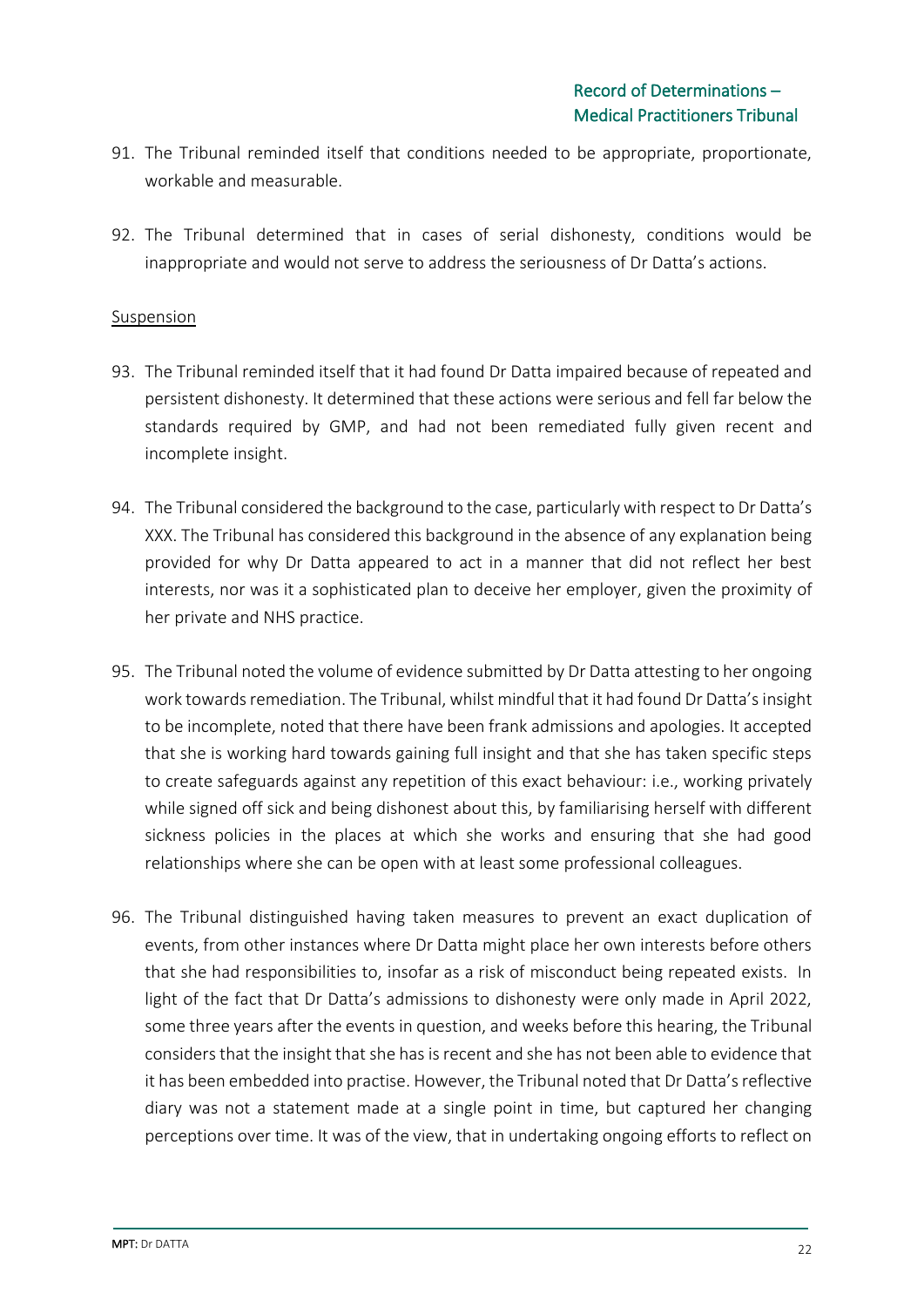91. The Tribunal reminded itself that conditions needed to be appropriate, proportionate, workable and measurable.

92. The Tribunal determined that in cases of serial dishonesty, conditions would be inappropriate and would not serve to address the seriousness of Dr Datta's actions.

<u>Suspension</u>

93. The Tribunal reminded itself that it had found Dr Datta impaired because of repeated and persistent dishonesty. It determined that these actions were serious and fell far below the standards required by GMP, and had not been remediated fully given recent and incomplete insight.

94. The Tribunal considered the background to the case, particularly with respect to Dr Datta's XXX. The Tribunal has considered this background in the absence of any explanation being provided for why Dr Datta appeared to act in a manner that did not reflect her best interests, nor was it a sophisticated plan to deceive her employer, given the proximity of her private and NHS practice.

95. The Tribunal noted the volume of evidence submitted by Dr Datta attesting to her ongoing work towards remediation. The Tribunal, whilst mindful that it had found Dr Datta's insight to be incomplete, noted that there have been frank admissions and apologies. It accepted that she is working hard towards gaining full insight and that she has taken specific steps to create safeguards against any repetition of this exact behaviour: i.e., working privately while signed off sick and being dishonest about this, by familiarising herself with different sickness policies in the places at which she works and ensuring that she had good relationships where she can be open with at least some professional colleagues.

96. The Tribunal distinguished having taken measures to prevent an exact duplication of events, from other instances where Dr Datta might place her own interests before others that she had responsibilities to, insofar as a risk of misconduct being repeated exists. In light of the fact that Dr Datta's admissions to dishonesty were only made in April 2022, some three years after the events in question, and weeks before this hearing, the Tribunal considers that the insight that she has is recent and she has not been able to evidence that it has been embedded into practise. However, the Tribunal noted that Dr Datta's reflective diary was not a statement made at a single point in time, but captured her changing perceptions over time. It was of the view, that in undertaking ongoing efforts to reflect on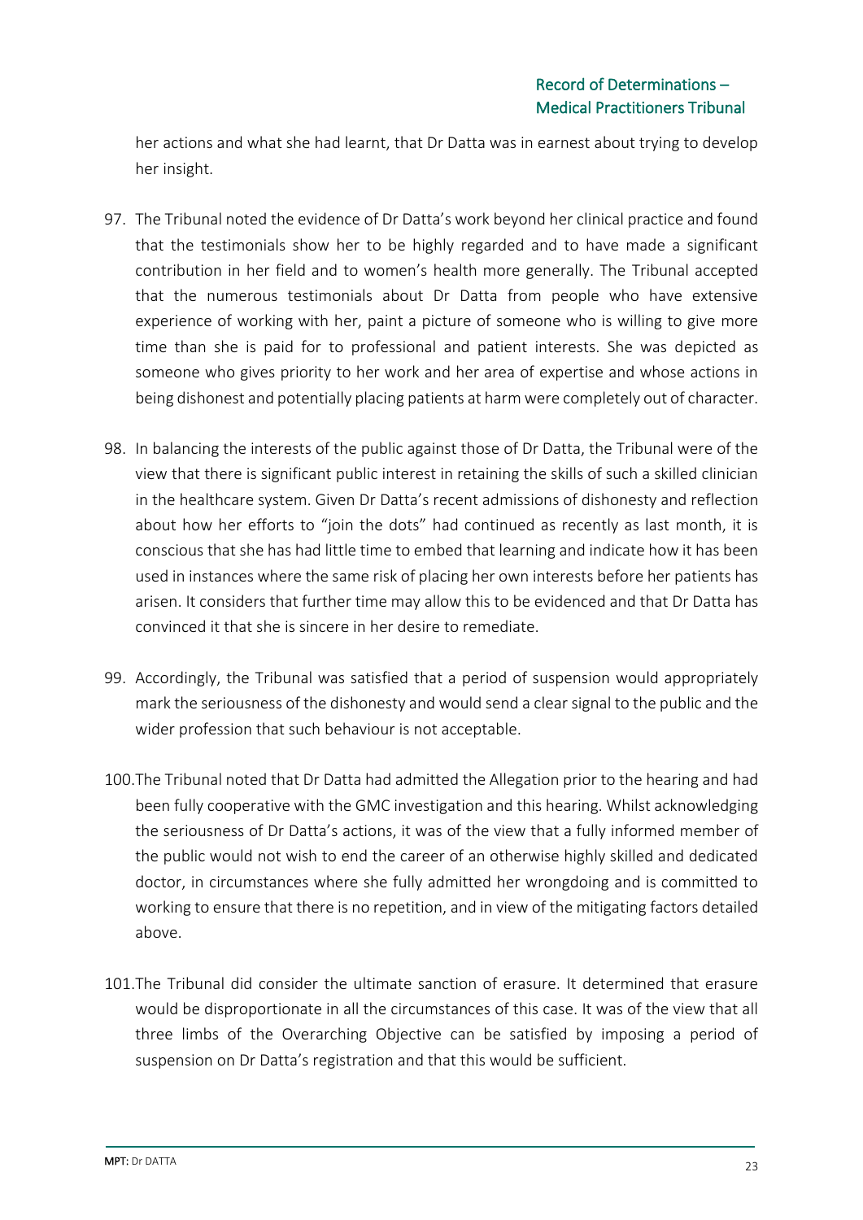her actions and what she had learnt, that Dr Datta was in earnest about trying to develop her insight.

97. The Tribunal noted the evidence of Dr Datta's work beyond her clinical practice and found that the testimonials show her to be highly regarded and to have made a significant contribution in her field and to women's health more generally. The Tribunal accepted that the numerous testimonials about Dr Datta from people who have extensive experience of working with her, paint a picture of someone who is willing to give more time than she is paid for to professional and patient interests. She was depicted as someone who gives priority to her work and her area of expertise and whose actions in being dishonest and potentially placing patients at harm were completely out of character.

98. In balancing the interests of the public against those of Dr Datta, the Tribunal were of the view that there is significant public interest in retaining the skills of such a skilled clinician in the healthcare system. Given Dr Datta's recent admissions of dishonesty and reflection about how her efforts to "join the dots" had continued as recently as last month, it is conscious that she has had little time to embed that learning and indicate how it has been used in instances where the same risk of placing her own interests before her patients has arisen. It considers that further time may allow this to be evidenced and that Dr Datta has convinced it that she is sincere in her desire to remediate.

99. Accordingly, the Tribunal was satisfied that a period of suspension would appropriately mark the seriousness of the dishonesty and would send a clear signal to the public and the wider profession that such behaviour is not acceptable.

100. The Tribunal noted that Dr Datta had admitted the Allegation prior to the hearing and had been fully cooperative with the GMC investigation and this hearing. Whilst acknowledging the seriousness of Dr Datta's actions, it was of the view that a fully informed member of the public would not wish to end the career of an otherwise highly skilled and dedicated doctor, in circumstances where she fully admitted her wrongdoing and is committed to working to ensure that there is no repetition, and in view of the mitigating factors detailed above.

101. The Tribunal did consider the ultimate sanction of erasure. It determined that erasure would be disproportionate in all the circumstances of this case. It was of the view that all three limbs of the Overarching Objective can be satisfied by imposing a period of suspension on Dr Datta's registration and that this would be sufficient.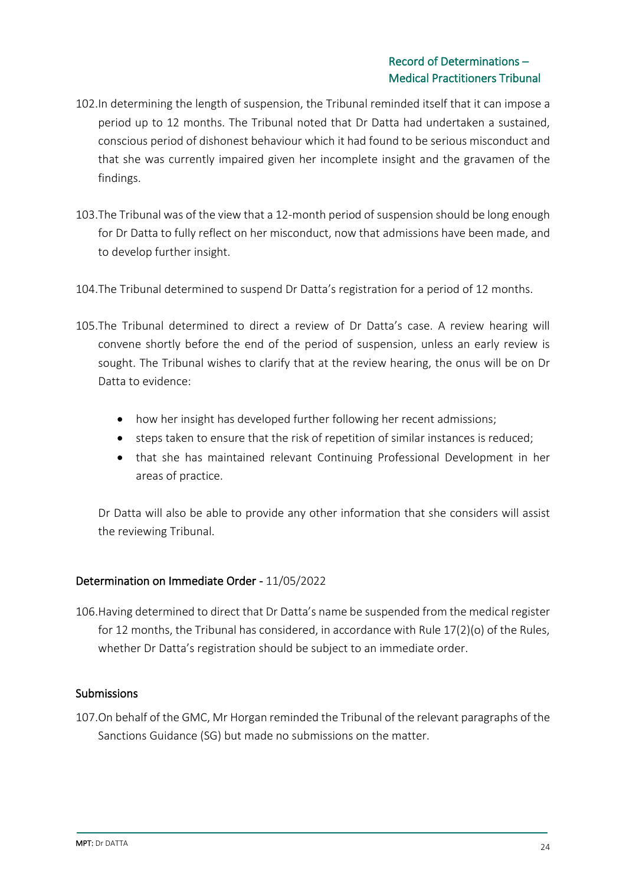102. In determining the length of suspension, the Tribunal reminded itself that it can impose a period up to 12 months. The Tribunal noted that Dr Datta had undertaken a sustained, conscious period of dishonest behaviour which it had found to be serious misconduct and that she was currently impaired given her incomplete insight and the gravamen of the findings.

103. The Tribunal was of the view that a 12-month period of suspension should be long enough for Dr Datta to fully reflect on her misconduct, now that admissions have been made, and to develop further insight.

104. The Tribunal determined to suspend Dr Datta's registration for a period of 12 months.

105. The Tribunal determined to direct a review of Dr Datta's case. A review hearing will convene shortly before the end of the period of suspension, unless an early review is sought. The Tribunal wishes to clarify that at the review hearing, the onus will be on Dr Datta to evidence:

- how her insight has developed further following her recent admissions;
- steps taken to ensure that the risk of repetition of similar instances is reduced;
- that she has maintained relevant Continuing Professional Development in her areas of practice.

Dr Datta will also be able to provide any other information that she considers will assist the reviewing Tribunal.

## Determination on Immediate Order - 11/05/2022

106. Having determined to direct that Dr Datta's name be suspended from the medical register for 12 months, the Tribunal has considered, in accordance with Rule 17(2)(o) of the Rules, whether Dr Datta's registration should be subject to an immediate order.

### Submissions

107. On behalf of the GMC, Mr Horgan reminded the Tribunal of the relevant paragraphs of the Sanctions Guidance (SG) but made no submissions on the matter.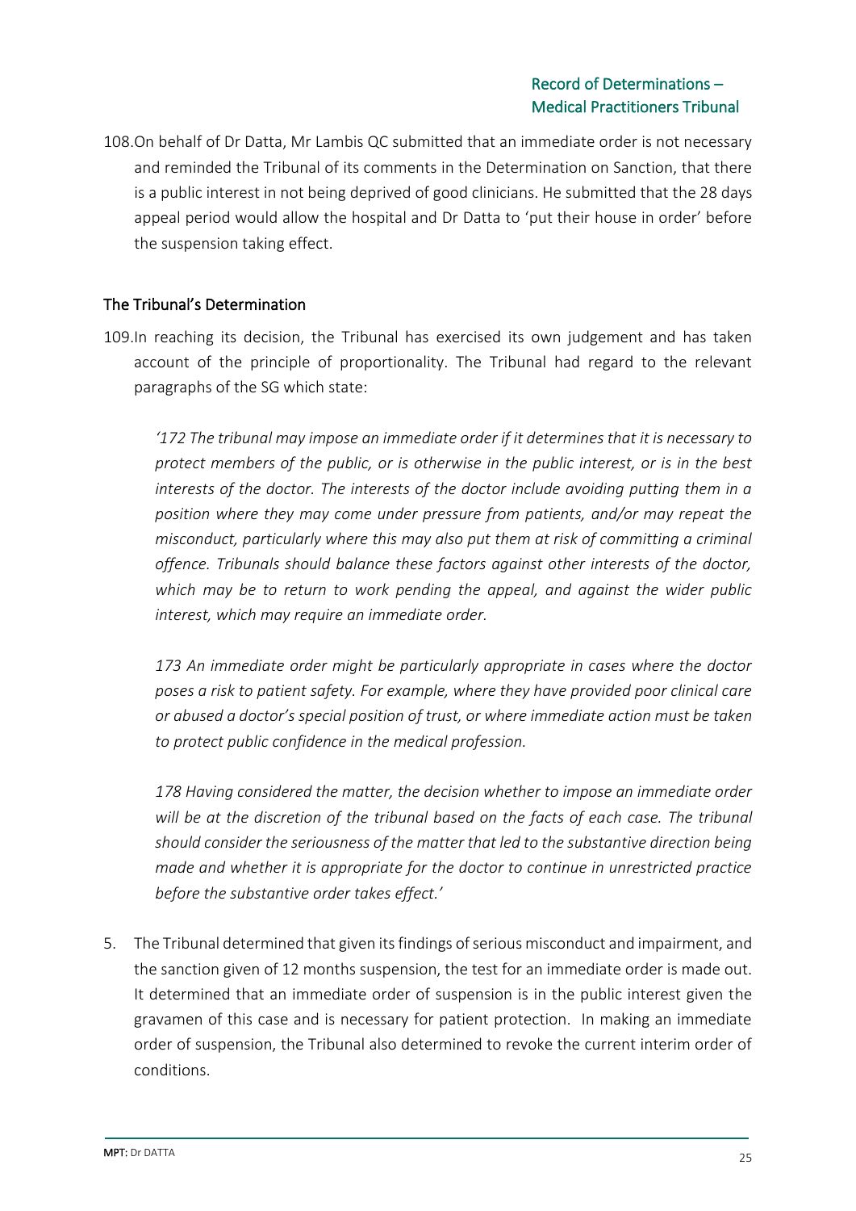108. On behalf of Dr Datta, Mr Lambis QC submitted that an immediate order is not necessary and reminded the Tribunal of its comments in the Determination on Sanction, that there is a public interest in not being deprived of good clinicians. He submitted that the 28 days appeal period would allow the hospital and Dr Datta to 'put their house in order' before the suspension taking effect.

## The Tribunal's Determination

109. In reaching its decision, the Tribunal has exercised its own judgement and has taken account of the principle of proportionality. The Tribunal had regard to the relevant paragraphs of the SG which state:

> *'172 The tribunal may impose an immediate order if it determines that it is necessary to protect members of the public, or is otherwise in the public interest, or is in the best interests of the doctor. The interests of the doctor include avoiding putting them in a position where they may come under pressure from patients, and/or may repeat the misconduct, particularly where this may also put them at risk of committing a criminal offence. Tribunals should balance these factors against other interests of the doctor, which may be to return to work pending the appeal, and against the wider public interest, which may require an immediate order.*
>
> *173 An immediate order might be particularly appropriate in cases where the doctor poses a risk to patient safety. For example, where they have provided poor clinical care or abused a doctor's special position of trust, or where immediate action must be taken to protect public confidence in the medical profession.*
>
> *178 Having considered the matter, the decision whether to impose an immediate order will be at the discretion of the tribunal based on the facts of each case. The tribunal should consider the seriousness of the matter that led to the substantive direction being made and whether it is appropriate for the doctor to continue in unrestricted practice before the substantive order takes effect.'*

5. The Tribunal determined that given its findings of serious misconduct and impairment, and the sanction given of 12 months suspension, the test for an immediate order is made out. It determined that an immediate order of suspension is in the public interest given the gravamen of this case and is necessary for patient protection. In making an immediate order of suspension, the Tribunal also determined to revoke the current interim order of conditions.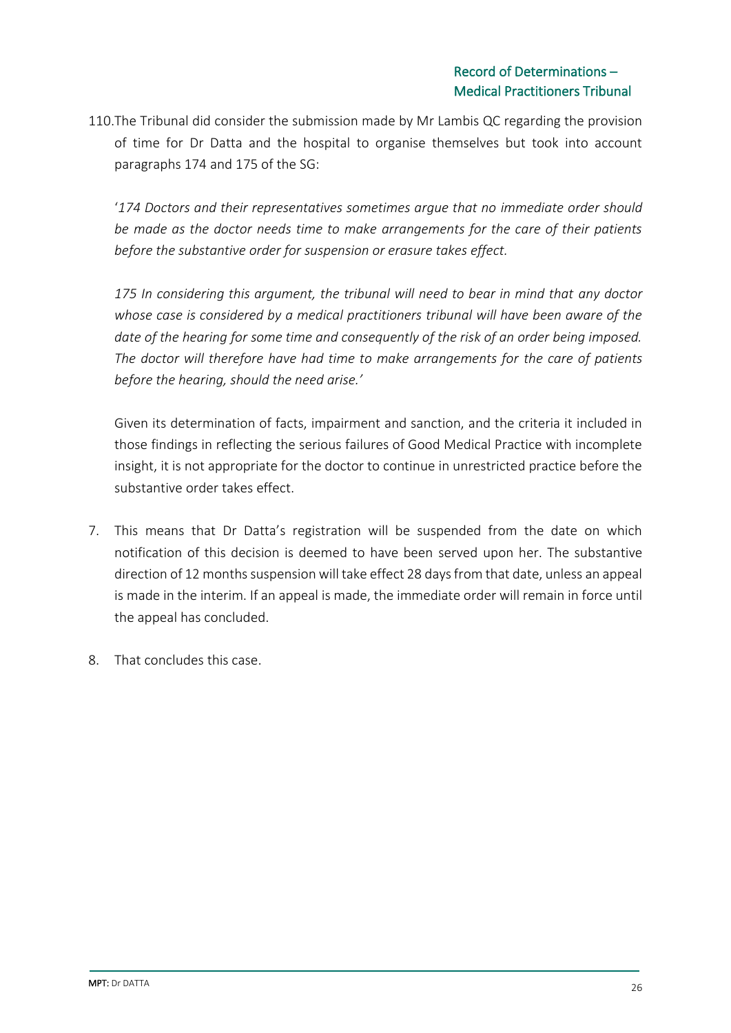110. The Tribunal did consider the submission made by Mr Lambis QC regarding the provision of time for Dr Datta and the hospital to organise themselves but took into account paragraphs 174 and 175 of the SG:

'*174 Doctors and their representatives sometimes argue that no immediate order should be made as the doctor needs time to make arrangements for the care of their patients before the substantive order for suspension or erasure takes effect.*

*175 In considering this argument, the tribunal will need to bear in mind that any doctor whose case is considered by a medical practitioners tribunal will have been aware of the date of the hearing for some time and consequently of the risk of an order being imposed. The doctor will therefore have had time to make arrangements for the care of patients before the hearing, should the need arise.'*

Given its determination of facts, impairment and sanction, and the criteria it included in those findings in reflecting the serious failures of Good Medical Practice with incomplete insight, it is not appropriate for the doctor to continue in unrestricted practice before the substantive order takes effect.

7. This means that Dr Datta's registration will be suspended from the date on which notification of this decision is deemed to have been served upon her. The substantive direction of 12 months suspension will take effect 28 days from that date, unless an appeal is made in the interim. If an appeal is made, the immediate order will remain in force until the appeal has concluded.

8. That concludes this case.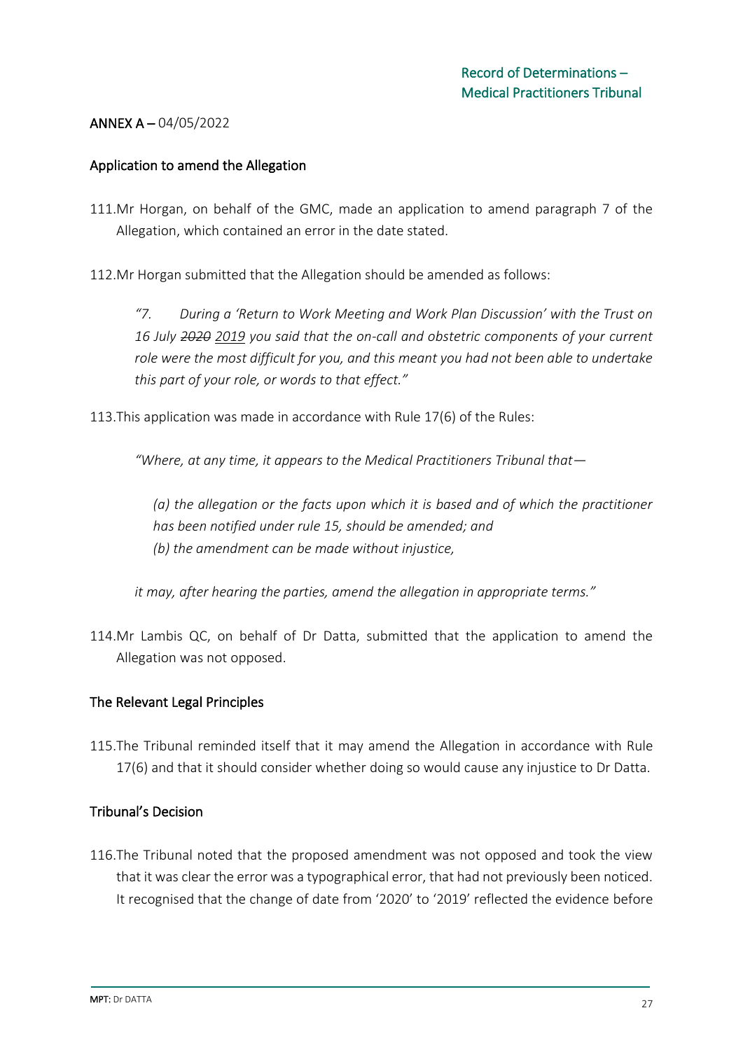**ANNEX A –** 04/05/2022

## Application to amend the Allegation

111. Mr Horgan, on behalf of the GMC, made an application to amend paragraph 7 of the Allegation, which contained an error in the date stated.

112. Mr Horgan submitted that the Allegation should be amended as follows:

> *"7. During a 'Return to Work Meeting and Work Plan Discussion' with the Trust on 16 July ~~2020~~ 2019 you said that the on-call and obstetric components of your current role were the most difficult for you, and this meant you had not been able to undertake this part of your role, or words to that effect."*

113. This application was made in accordance with Rule 17(6) of the Rules:

> *"Where, at any time, it appears to the Medical Practitioners Tribunal that—*
>
> *(a) the allegation or the facts upon which it is based and of which the practitioner has been notified under rule 15, should be amended; and*
> *(b) the amendment can be made without injustice,*
>
> *it may, after hearing the parties, amend the allegation in appropriate terms."*

114. Mr Lambis QC, on behalf of Dr Datta, submitted that the application to amend the Allegation was not opposed.

## The Relevant Legal Principles

115. The Tribunal reminded itself that it may amend the Allegation in accordance with Rule 17(6) and that it should consider whether doing so would cause any injustice to Dr Datta.

## Tribunal's Decision

116. The Tribunal noted that the proposed amendment was not opposed and took the view that it was clear the error was a typographical error, that had not previously been noticed. It recognised that the change of date from '2020' to '2019' reflected the evidence before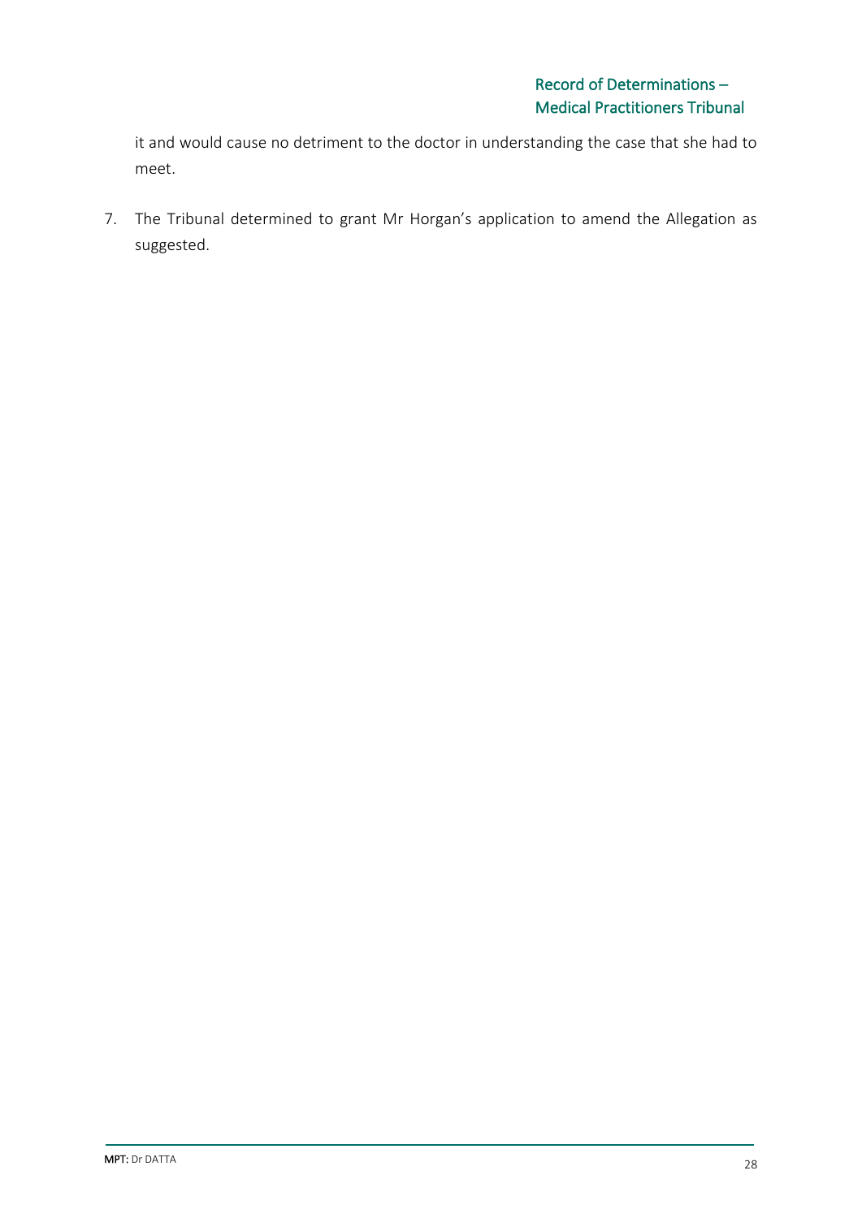it and would cause no detriment to the doctor in understanding the case that she had to meet.

7. The Tribunal determined to grant Mr Horgan's application to amend the Allegation as suggested.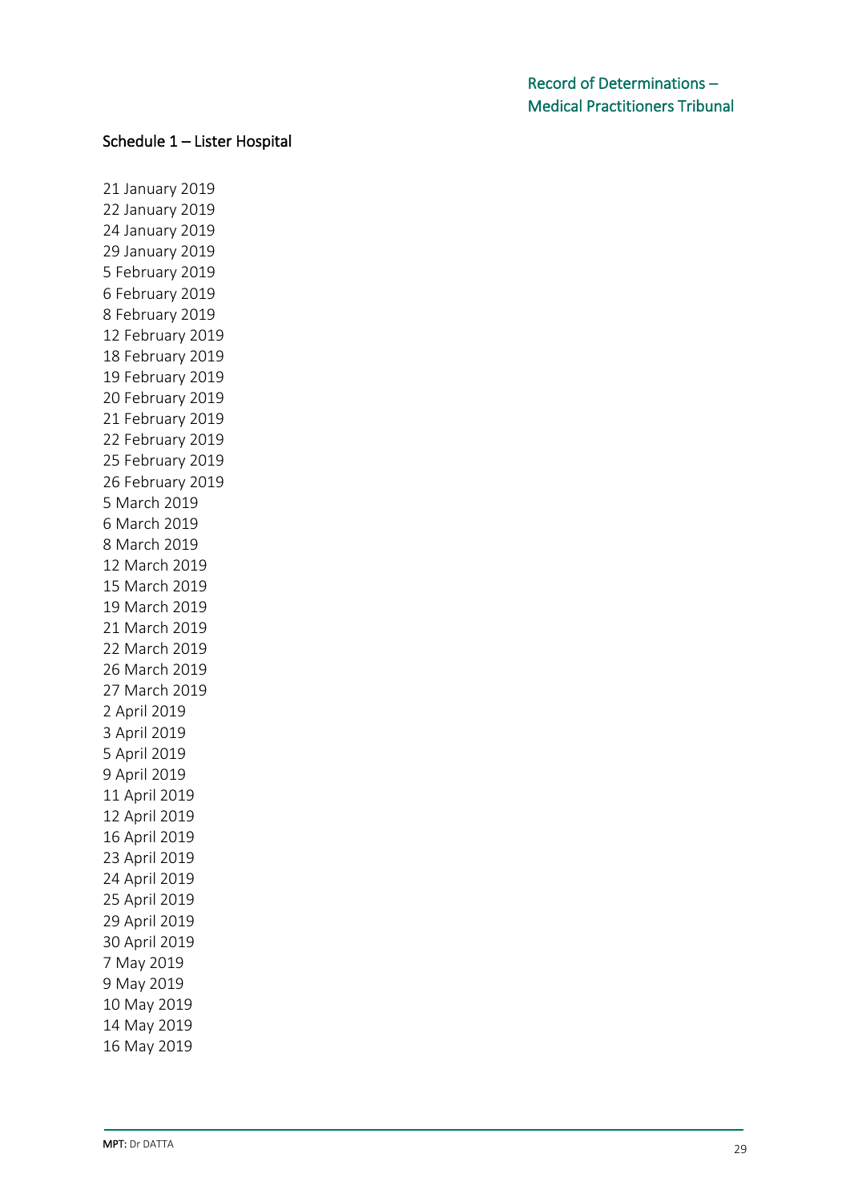### Schedule 1 – Lister Hospital

21 January 2019
22 January 2019
24 January 2019
29 January 2019
5 February 2019
6 February 2019
8 February 2019
12 February 2019
18 February 2019
19 February 2019
20 February 2019
21 February 2019
22 February 2019
25 February 2019
26 February 2019
5 March 2019
6 March 2019
8 March 2019
12 March 2019
15 March 2019
19 March 2019
21 March 2019
22 March 2019
26 March 2019
27 March 2019
2 April 2019
3 April 2019
5 April 2019
9 April 2019
11 April 2019
12 April 2019
16 April 2019
23 April 2019
24 April 2019
25 April 2019
29 April 2019
30 April 2019
7 May 2019
9 May 2019
10 May 2019
14 May 2019
16 May 2019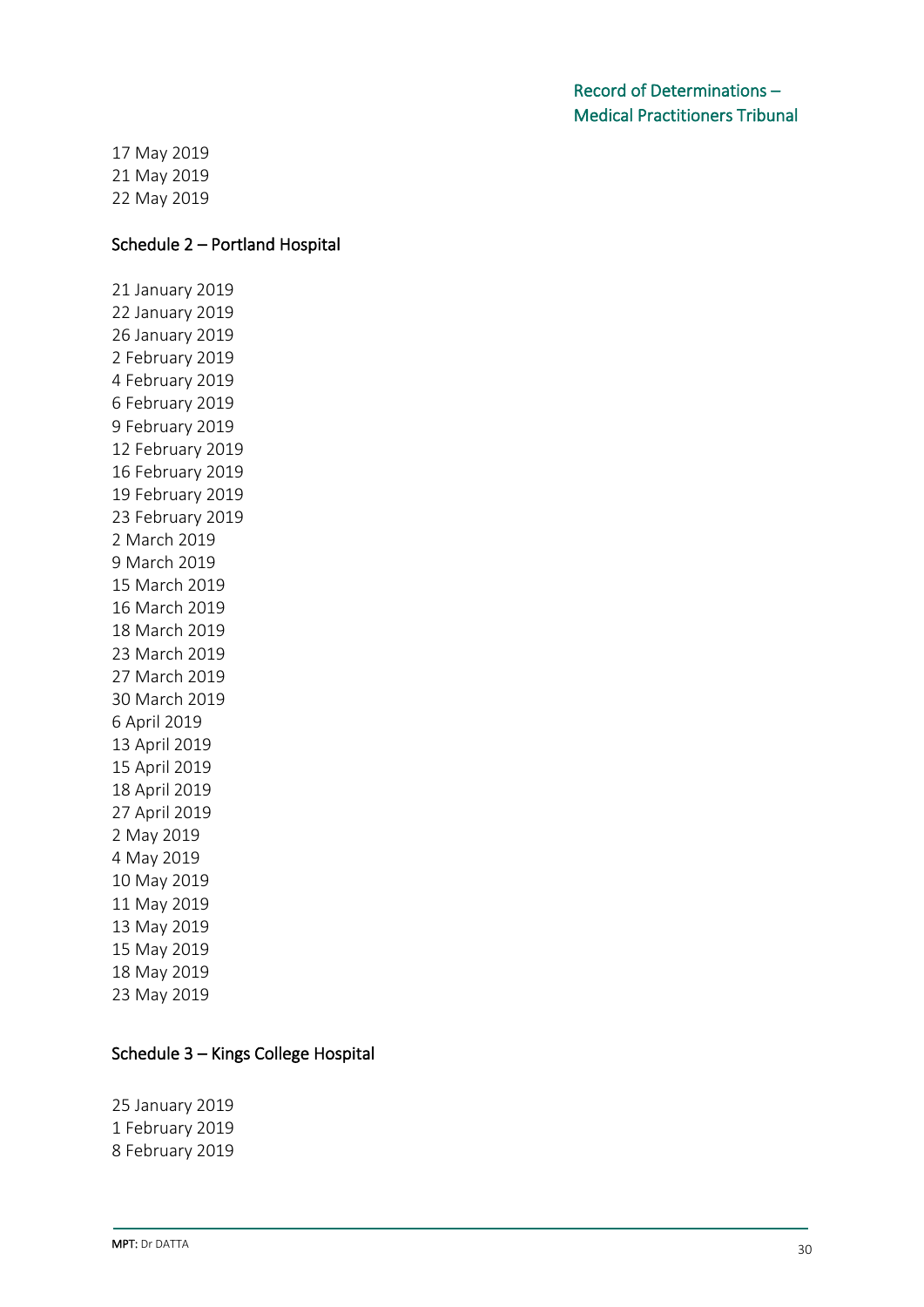17 May 2019
21 May 2019
22 May 2019

### Schedule 2 – Portland Hospital

21 January 2019
22 January 2019
26 January 2019
2 February 2019
4 February 2019
6 February 2019
9 February 2019
12 February 2019
16 February 2019
19 February 2019
23 February 2019
2 March 2019
9 March 2019
15 March 2019
16 March 2019
18 March 2019
23 March 2019
27 March 2019
30 March 2019
6 April 2019
13 April 2019
15 April 2019
18 April 2019
27 April 2019
2 May 2019
4 May 2019
10 May 2019
11 May 2019
13 May 2019
15 May 2019
18 May 2019
23 May 2019

### Schedule 3 – Kings College Hospital

25 January 2019
1 February 2019
8 February 2019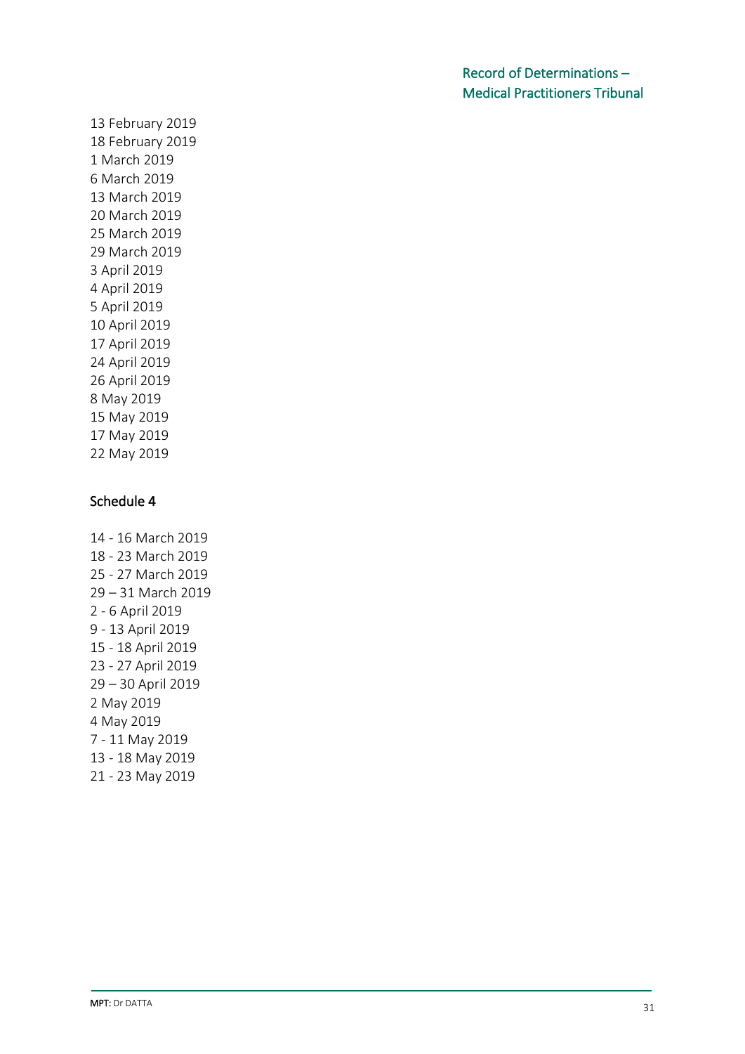13 February 2019
18 February 2019
1 March 2019
6 March 2019
13 March 2019
20 March 2019
25 March 2019
29 March 2019
3 April 2019
4 April 2019
5 April 2019
10 April 2019
17 April 2019
24 April 2019
26 April 2019
8 May 2019
15 May 2019
17 May 2019
22 May 2019

## Schedule 4

14 - 16 March 2019
18 - 23 March 2019
25 - 27 March 2019
29 – 31 March 2019
2 - 6 April 2019
9 - 13 April 2019
15 - 18 April 2019
23 - 27 April 2019
29 – 30 April 2019
2 May 2019
4 May 2019
7 - 11 May 2019
13 - 18 May 2019
21 - 23 May 2019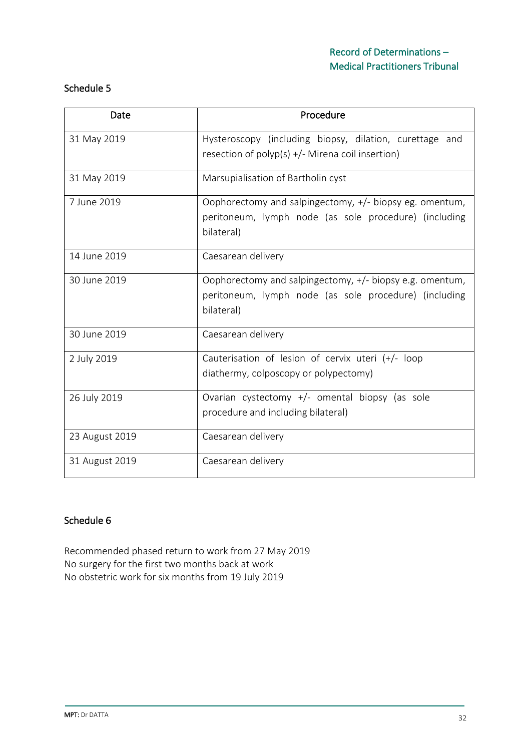## Schedule 5

| Date | Procedure |
|---|---|
| 31 May 2019 | Hysteroscopy (including biopsy, dilation, curettage and resection of polyp(s) +/- Mirena coil insertion) |
| 31 May 2019 | Marsupialisation of Bartholin cyst |
| 7 June 2019 | Oophorectomy and salpingectomy, +/- biopsy eg. omentum, peritoneum, lymph node (as sole procedure) (including bilateral) |
| 14 June 2019 | Caesarean delivery |
| 30 June 2019 | Oophorectomy and salpingectomy, +/- biopsy e.g. omentum, peritoneum, lymph node (as sole procedure) (including bilateral) |
| 30 June 2019 | Caesarean delivery |
| 2 July 2019 | Cauterisation of lesion of cervix uteri (+/- loop diathermy, colposcopy or polypectomy) |
| 26 July 2019 | Ovarian cystectomy +/- omental biopsy (as sole procedure and including bilateral) |
| 23 August 2019 | Caesarean delivery |
| 31 August 2019 | Caesarean delivery |

## Schedule 6

Recommended phased return to work from 27 May 2019
No surgery for the first two months back at work
No obstetric work for six months from 19 July 2019